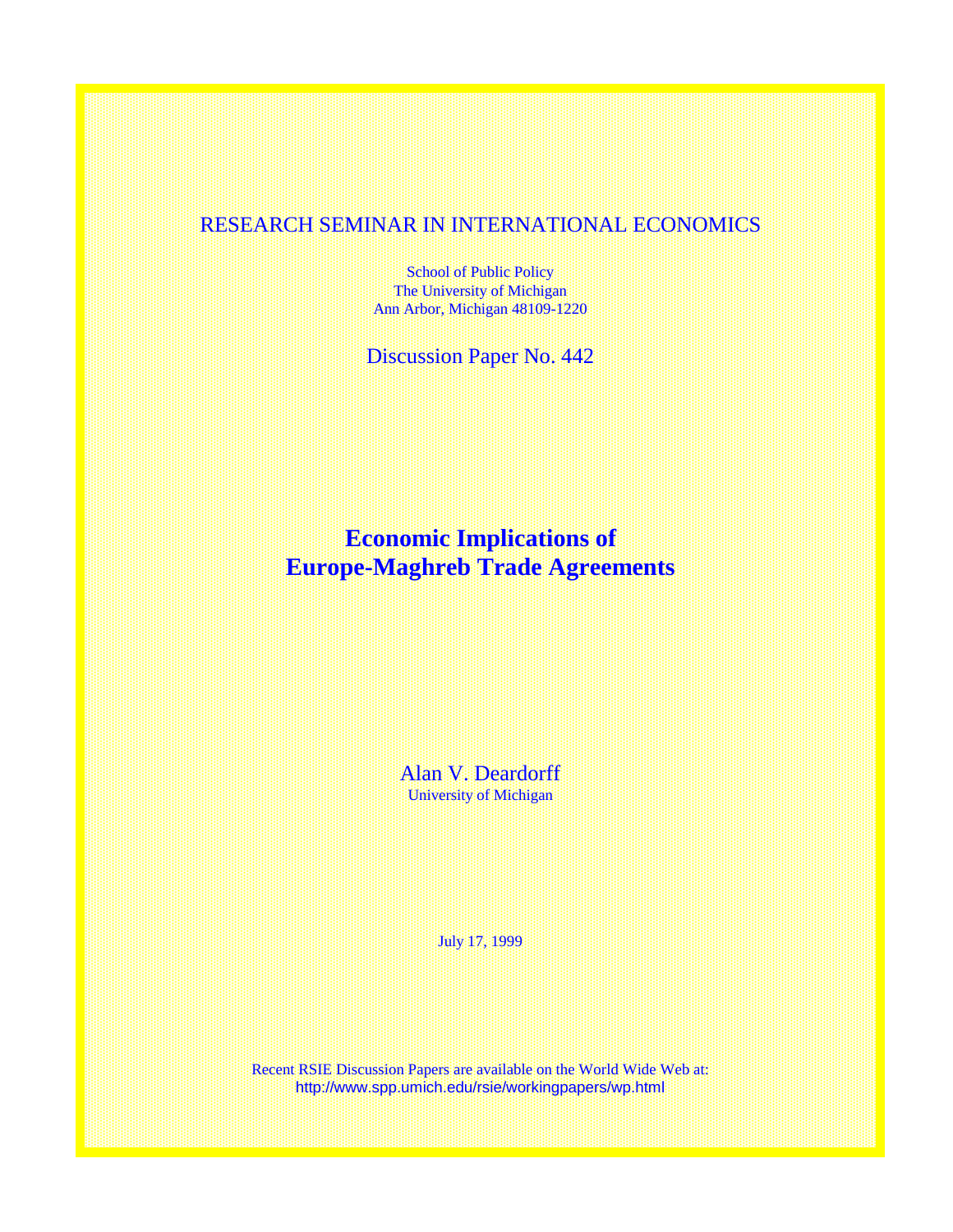RESEARCH SEMINAR IN INTERNATIONAL ECONOMICS

School of Public Policy
The University of Michigan
Ann Arbor, Michigan 48109-1220

Discussion Paper No. 442

# Economic Implications of Europe-Maghreb Trade Agreements

Alan V. Deardorff
University of Michigan

July 17, 1999

Recent RSIE Discussion Papers are available on the World Wide Web at:
http://www.spp.umich.edu/rsie/workingpapers/wp.html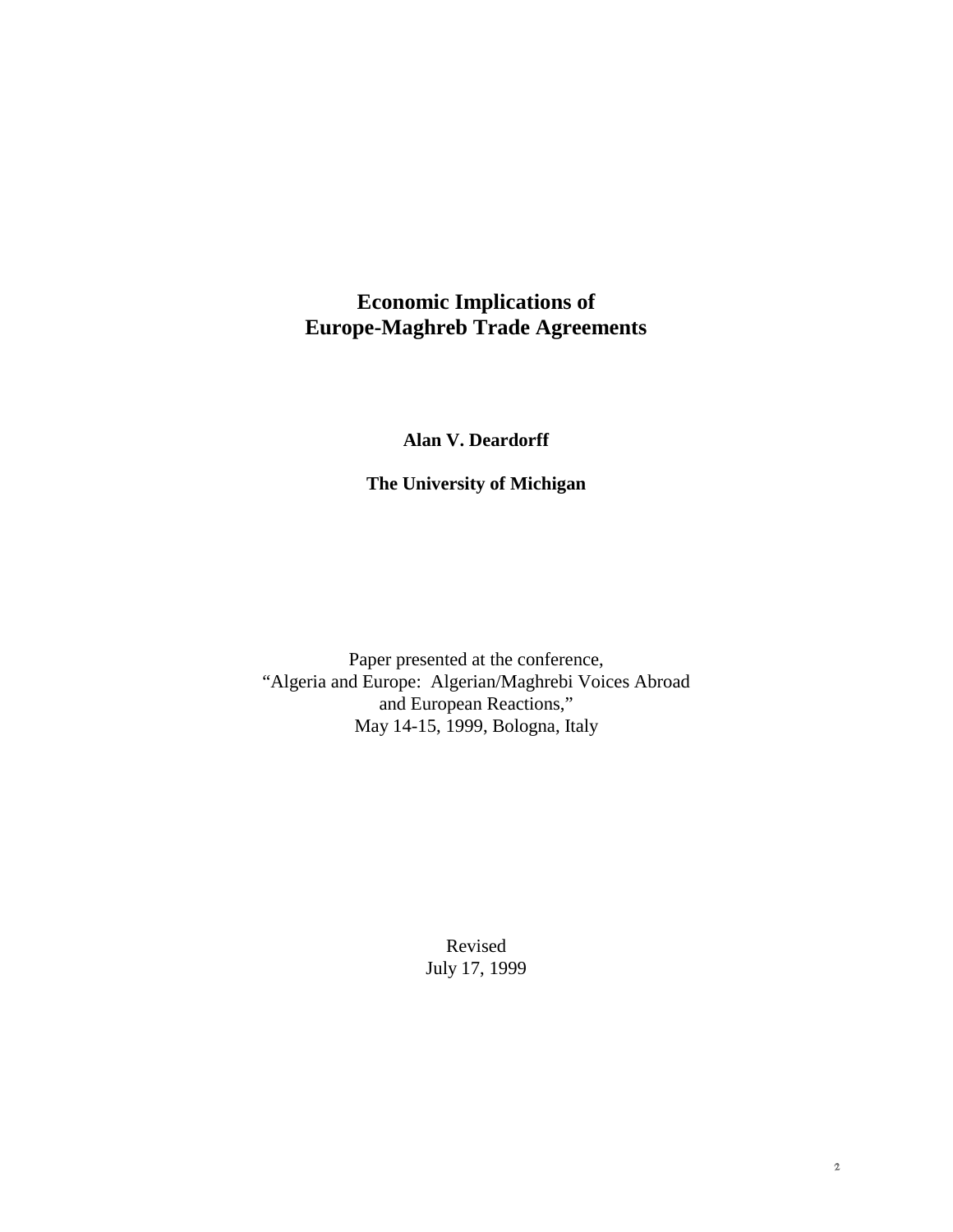# Economic Implications of Europe-Maghreb Trade Agreements

**Alan V. Deardorff**

**The University of Michigan**

Paper presented at the conference,
"Algeria and Europe: Algerian/Maghrebi Voices Abroad and European Reactions,"
May 14-15, 1999, Bologna, Italy

Revised
July 17, 1999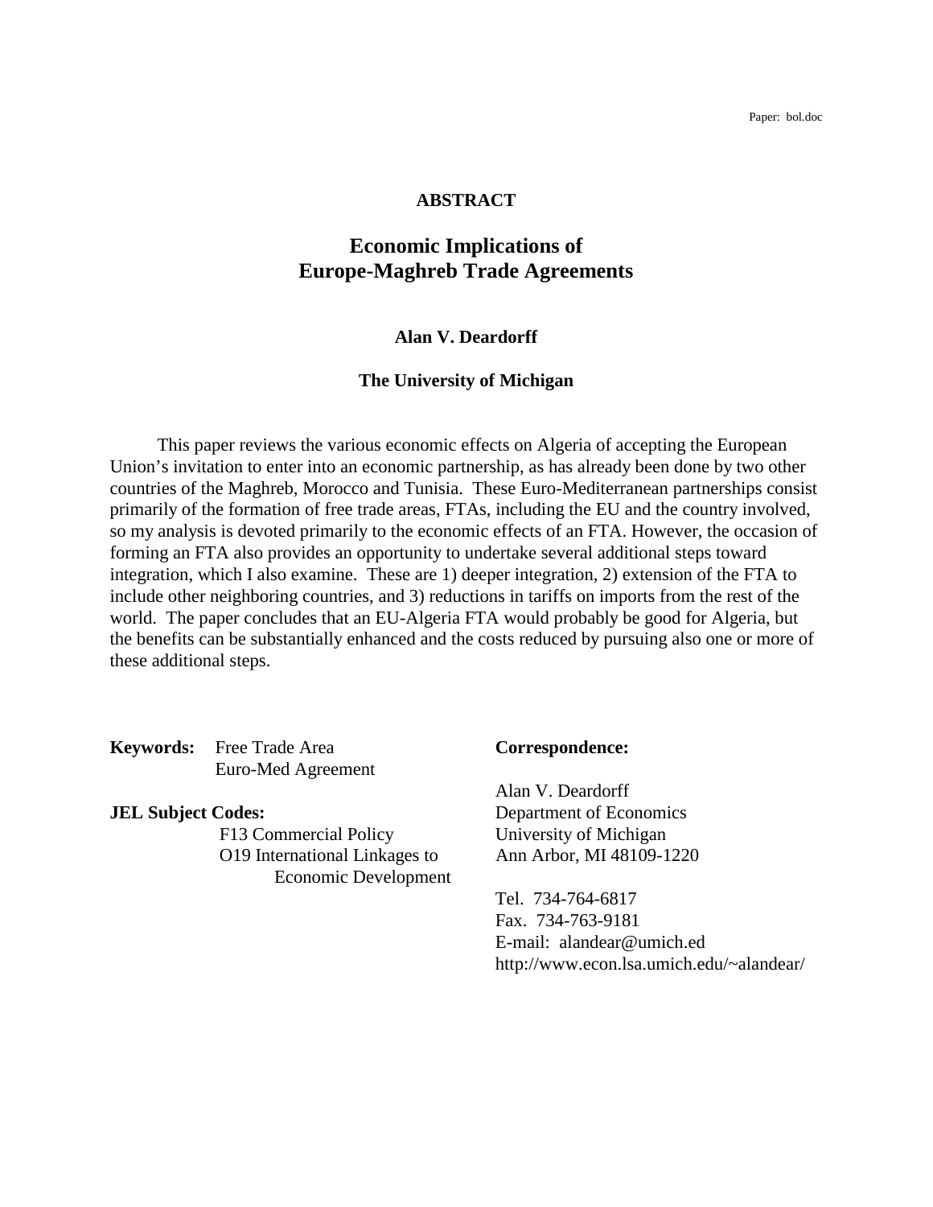Paper: bol.doc

**ABSTRACT**

# Economic Implications of Europe-Maghreb Trade Agreements

**Alan V. Deardorff**

**The University of Michigan**

This paper reviews the various economic effects on Algeria of accepting the European Union's invitation to enter into an economic partnership, as has already been done by two other countries of the Maghreb, Morocco and Tunisia. These Euro-Mediterranean partnerships consist primarily of the formation of free trade areas, FTAs, including the EU and the country involved, so my analysis is devoted primarily to the economic effects of an FTA. However, the occasion of forming an FTA also provides an opportunity to undertake several additional steps toward integration, which I also examine. These are 1) deeper integration, 2) extension of the FTA to include other neighboring countries, and 3) reductions in tariffs on imports from the rest of the world. The paper concludes that an EU-Algeria FTA would probably be good for Algeria, but the benefits can be substantially enhanced and the costs reduced by pursuing also one or more of these additional steps.

**Keywords:** Free Trade Area
Euro-Med Agreement

**JEL Subject Codes:**
F13 Commercial Policy
O19 International Linkages to Economic Development

**Correspondence:**

Alan V. Deardorff
Department of Economics
University of Michigan
Ann Arbor, MI 48109-1220

Tel. 734-764-6817
Fax. 734-763-9181
E-mail: alandear@umich.ed
http://www.econ.lsa.umich.edu/~alandear/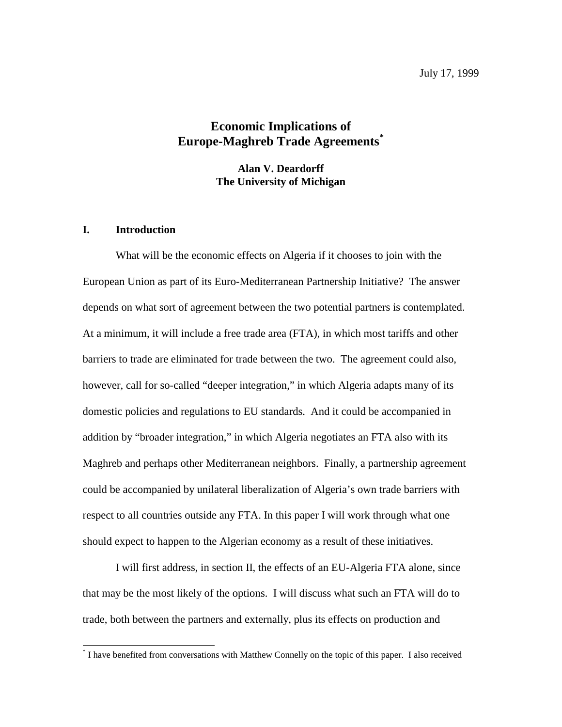July 17, 1999

# Economic Implications of Europe-Maghreb Trade Agreements*

**Alan V. Deardorff**
**The University of Michigan**

## I. Introduction

What will be the economic effects on Algeria if it chooses to join with the European Union as part of its Euro-Mediterranean Partnership Initiative? The answer depends on what sort of agreement between the two potential partners is contemplated. At a minimum, it will include a free trade area (FTA), in which most tariffs and other barriers to trade are eliminated for trade between the two. The agreement could also, however, call for so-called "deeper integration," in which Algeria adapts many of its domestic policies and regulations to EU standards. And it could be accompanied in addition by "broader integration," in which Algeria negotiates an FTA also with its Maghreb and perhaps other Mediterranean neighbors. Finally, a partnership agreement could be accompanied by unilateral liberalization of Algeria's own trade barriers with respect to all countries outside any FTA. In this paper I will work through what one should expect to happen to the Algerian economy as a result of these initiatives.

I will first address, in section II, the effects of an EU-Algeria FTA alone, since that may be the most likely of the options. I will discuss what such an FTA will do to trade, both between the partners and externally, plus its effects on production and

* I have benefited from conversations with Matthew Connelly on the topic of this paper. I also received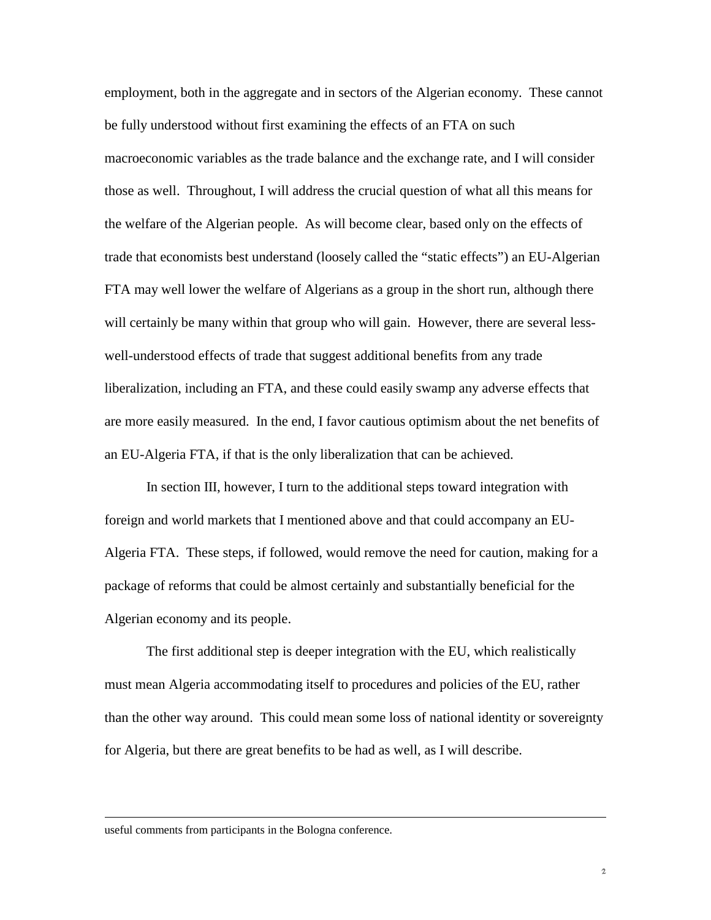employment, both in the aggregate and in sectors of the Algerian economy. These cannot be fully understood without first examining the effects of an FTA on such macroeconomic variables as the trade balance and the exchange rate, and I will consider those as well. Throughout, I will address the crucial question of what all this means for the welfare of the Algerian people. As will become clear, based only on the effects of trade that economists best understand (loosely called the "static effects") an EU-Algerian FTA may well lower the welfare of Algerians as a group in the short run, although there will certainly be many within that group who will gain. However, there are several less-well-understood effects of trade that suggest additional benefits from any trade liberalization, including an FTA, and these could easily swamp any adverse effects that are more easily measured. In the end, I favor cautious optimism about the net benefits of an EU-Algeria FTA, if that is the only liberalization that can be achieved.

In section III, however, I turn to the additional steps toward integration with foreign and world markets that I mentioned above and that could accompany an EU-Algeria FTA. These steps, if followed, would remove the need for caution, making for a package of reforms that could be almost certainly and substantially beneficial for the Algerian economy and its people.

The first additional step is deeper integration with the EU, which realistically must mean Algeria accommodating itself to procedures and policies of the EU, rather than the other way around. This could mean some loss of national identity or sovereignty for Algeria, but there are great benefits to be had as well, as I will describe.

---

useful comments from participants in the Bologna conference.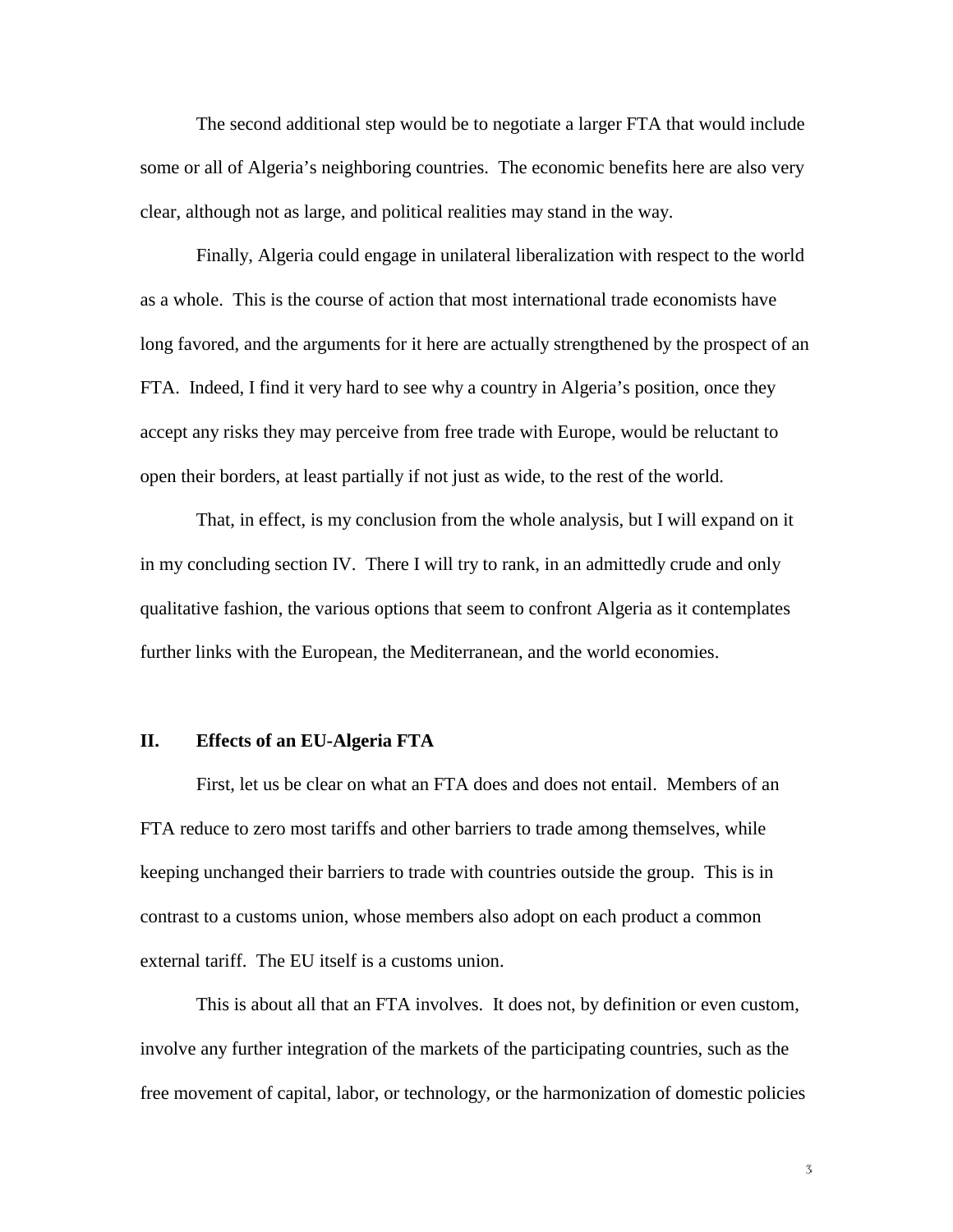The second additional step would be to negotiate a larger FTA that would include some or all of Algeria's neighboring countries. The economic benefits here are also very clear, although not as large, and political realities may stand in the way.

Finally, Algeria could engage in unilateral liberalization with respect to the world as a whole. This is the course of action that most international trade economists have long favored, and the arguments for it here are actually strengthened by the prospect of an FTA. Indeed, I find it very hard to see why a country in Algeria's position, once they accept any risks they may perceive from free trade with Europe, would be reluctant to open their borders, at least partially if not just as wide, to the rest of the world.

That, in effect, is my conclusion from the whole analysis, but I will expand on it in my concluding section IV. There I will try to rank, in an admittedly crude and only qualitative fashion, the various options that seem to confront Algeria as it contemplates further links with the European, the Mediterranean, and the world economies.

## II. Effects of an EU-Algeria FTA

First, let us be clear on what an FTA does and does not entail. Members of an FTA reduce to zero most tariffs and other barriers to trade among themselves, while keeping unchanged their barriers to trade with countries outside the group. This is in contrast to a customs union, whose members also adopt on each product a common external tariff. The EU itself is a customs union.

This is about all that an FTA involves. It does not, by definition or even custom, involve any further integration of the markets of the participating countries, such as the free movement of capital, labor, or technology, or the harmonization of domestic policies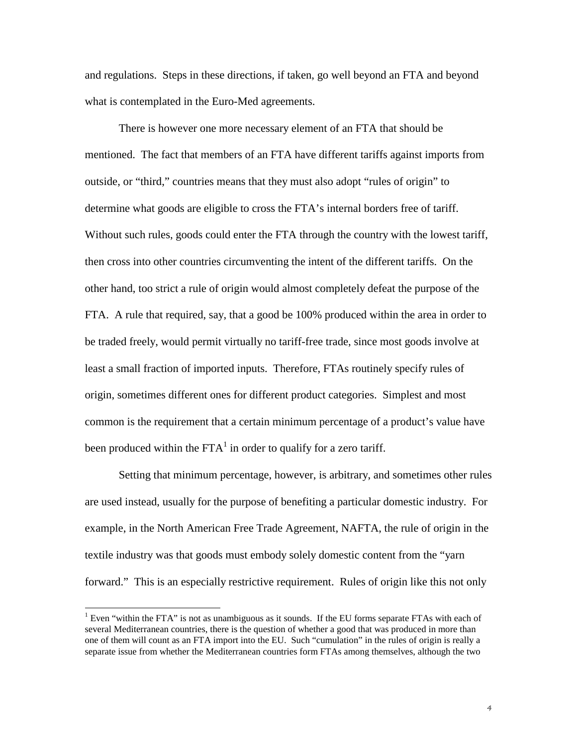and regulations. Steps in these directions, if taken, go well beyond an FTA and beyond what is contemplated in the Euro-Med agreements.

There is however one more necessary element of an FTA that should be mentioned. The fact that members of an FTA have different tariffs against imports from outside, or "third," countries means that they must also adopt "rules of origin" to determine what goods are eligible to cross the FTA's internal borders free of tariff. Without such rules, goods could enter the FTA through the country with the lowest tariff, then cross into other countries circumventing the intent of the different tariffs. On the other hand, too strict a rule of origin would almost completely defeat the purpose of the FTA. A rule that required, say, that a good be 100% produced within the area in order to be traded freely, would permit virtually no tariff-free trade, since most goods involve at least a small fraction of imported inputs. Therefore, FTAs routinely specify rules of origin, sometimes different ones for different product categories. Simplest and most common is the requirement that a certain minimum percentage of a product's value have been produced within the FTA[1] in order to qualify for a zero tariff.

Setting that minimum percentage, however, is arbitrary, and sometimes other rules are used instead, usually for the purpose of benefiting a particular domestic industry. For example, in the North American Free Trade Agreement, NAFTA, the rule of origin in the textile industry was that goods must embody solely domestic content from the "yarn forward." This is an especially restrictive requirement. Rules of origin like this not only

[1] Even "within the FTA" is not as unambiguous as it sounds. If the EU forms separate FTAs with each of several Mediterranean countries, there is the question of whether a good that was produced in more than one of them will count as an FTA import into the EU. Such "cumulation" in the rules of origin is really a separate issue from whether the Mediterranean countries form FTAs among themselves, although the two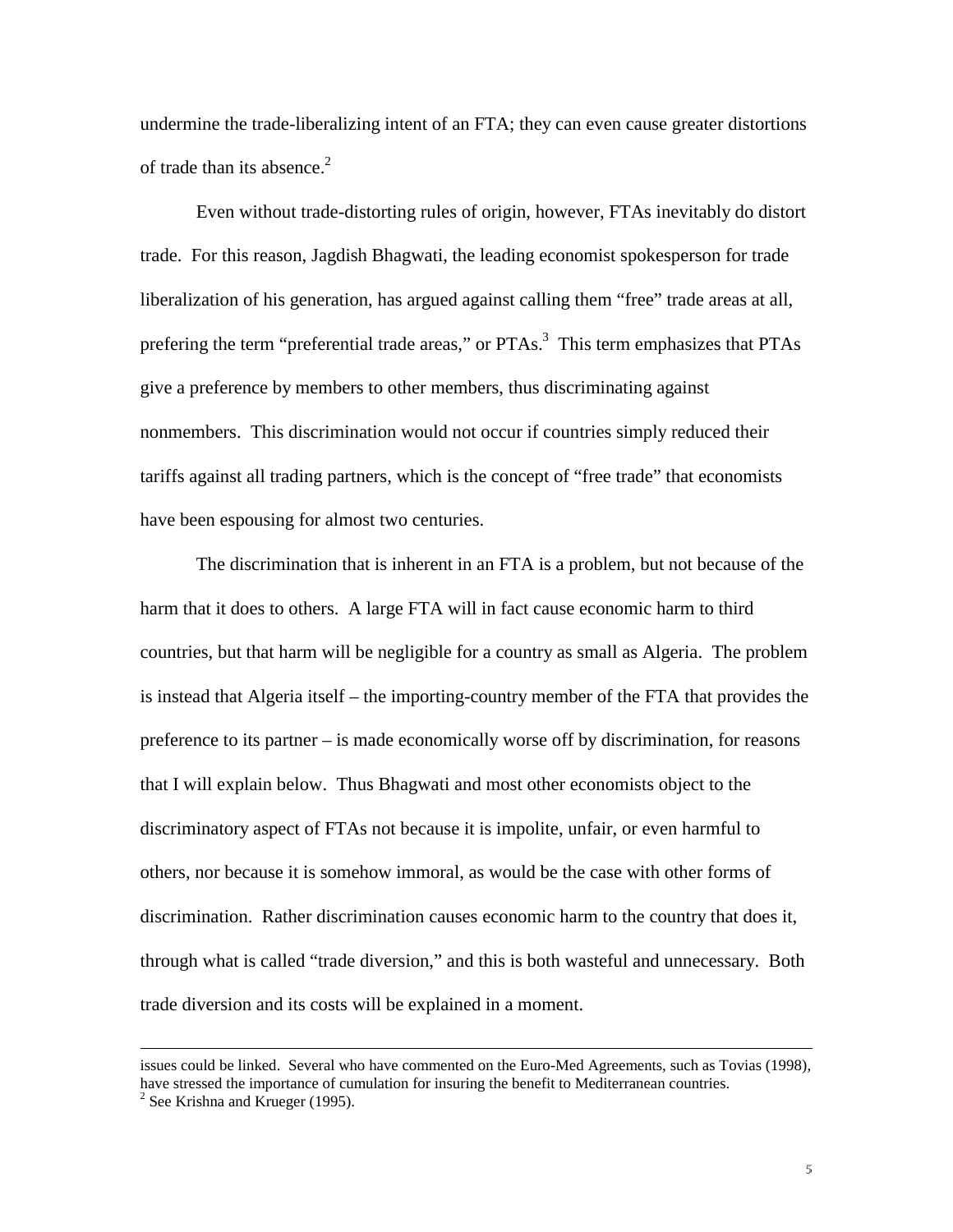undermine the trade-liberalizing intent of an FTA; they can even cause greater distortions of trade than its absence.[2]

Even without trade-distorting rules of origin, however, FTAs inevitably do distort trade. For this reason, Jagdish Bhagwati, the leading economist spokesperson for trade liberalization of his generation, has argued against calling them "free" trade areas at all, prefering the term "preferential trade areas," or PTAs.[3] This term emphasizes that PTAs give a preference by members to other members, thus discriminating against nonmembers. This discrimination would not occur if countries simply reduced their tariffs against all trading partners, which is the concept of "free trade" that economists have been espousing for almost two centuries.

The discrimination that is inherent in an FTA is a problem, but not because of the harm that it does to others. A large FTA will in fact cause economic harm to third countries, but that harm will be negligible for a country as small as Algeria. The problem is instead that Algeria itself – the importing-country member of the FTA that provides the preference to its partner – is made economically worse off by discrimination, for reasons that I will explain below. Thus Bhagwati and most other economists object to the discriminatory aspect of FTAs not because it is impolite, unfair, or even harmful to others, nor because it is somehow immoral, as would be the case with other forms of discrimination. Rather discrimination causes economic harm to the country that does it, through what is called "trade diversion," and this is both wasteful and unnecessary. Both trade diversion and its costs will be explained in a moment.

---

issues could be linked. Several who have commented on the Euro-Med Agreements, such as Tovias (1998), have stressed the importance of cumulation for insuring the benefit to Mediterranean countries.

[2] See Krishna and Krueger (1995).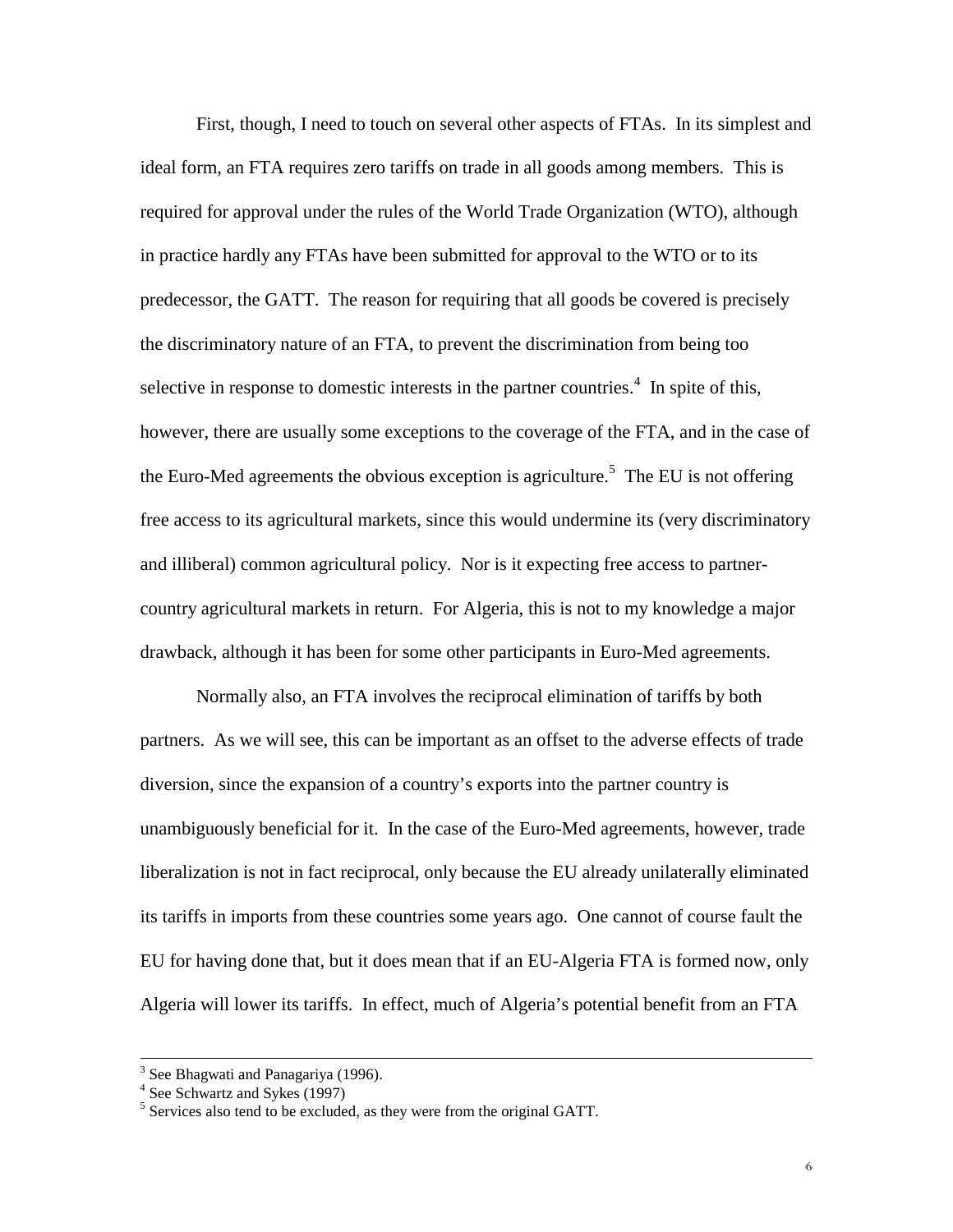First, though, I need to touch on several other aspects of FTAs. In its simplest and ideal form, an FTA requires zero tariffs on trade in all goods among members. This is required for approval under the rules of the World Trade Organization (WTO), although in practice hardly any FTAs have been submitted for approval to the WTO or to its predecessor, the GATT. The reason for requiring that all goods be covered is precisely the discriminatory nature of an FTA, to prevent the discrimination from being too selective in response to domestic interests in the partner countries.[4] In spite of this, however, there are usually some exceptions to the coverage of the FTA, and in the case of the Euro-Med agreements the obvious exception is agriculture.[5] The EU is not offering free access to its agricultural markets, since this would undermine its (very discriminatory and illiberal) common agricultural policy. Nor is it expecting free access to partner-country agricultural markets in return. For Algeria, this is not to my knowledge a major drawback, although it has been for some other participants in Euro-Med agreements.

Normally also, an FTA involves the reciprocal elimination of tariffs by both partners. As we will see, this can be important as an offset to the adverse effects of trade diversion, since the expansion of a country's exports into the partner country is unambiguously beneficial for it. In the case of the Euro-Med agreements, however, trade liberalization is not in fact reciprocal, only because the EU already unilaterally eliminated its tariffs in imports from these countries some years ago. One cannot of course fault the EU for having done that, but it does mean that if an EU-Algeria FTA is formed now, only Algeria will lower its tariffs. In effect, much of Algeria's potential benefit from an FTA

---

[3] See Bhagwati and Panagariya (1996).

[4] See Schwartz and Sykes (1997)

[5] Services also tend to be excluded, as they were from the original GATT.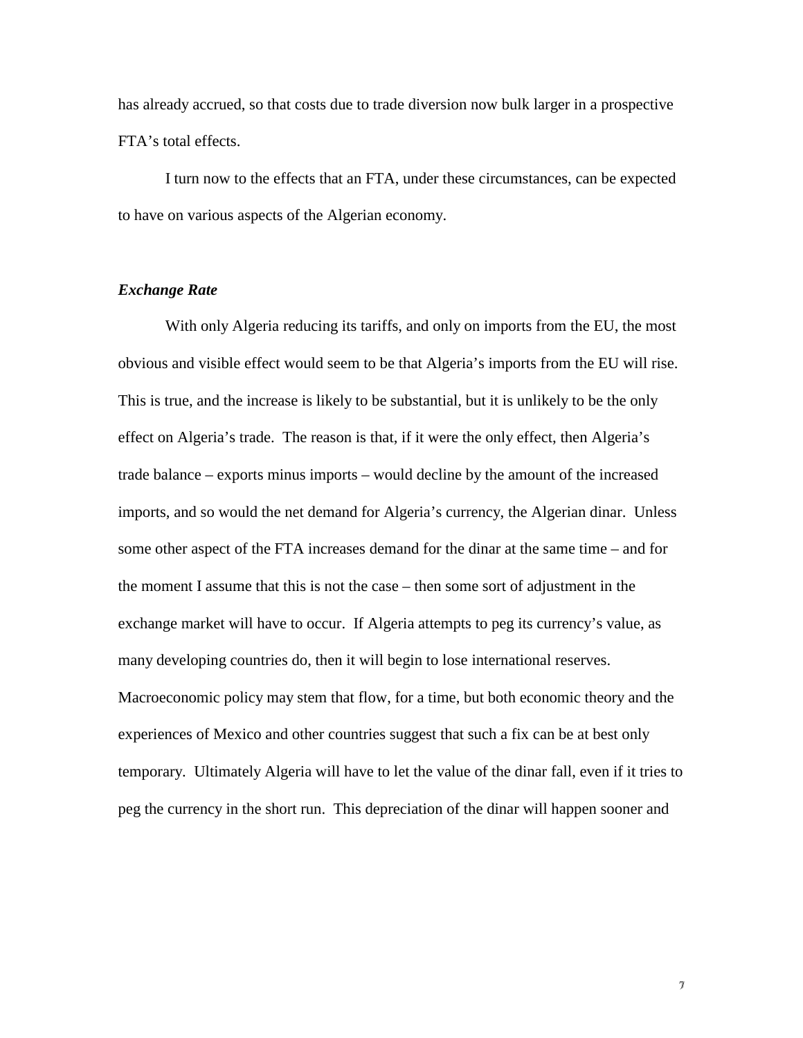has already accrued, so that costs due to trade diversion now bulk larger in a prospective FTA's total effects.

I turn now to the effects that an FTA, under these circumstances, can be expected to have on various aspects of the Algerian economy.

### *Exchange Rate*

With only Algeria reducing its tariffs, and only on imports from the EU, the most obvious and visible effect would seem to be that Algeria's imports from the EU will rise. This is true, and the increase is likely to be substantial, but it is unlikely to be the only effect on Algeria's trade. The reason is that, if it were the only effect, then Algeria's trade balance – exports minus imports – would decline by the amount of the increased imports, and so would the net demand for Algeria's currency, the Algerian dinar. Unless some other aspect of the FTA increases demand for the dinar at the same time – and for the moment I assume that this is not the case – then some sort of adjustment in the exchange market will have to occur. If Algeria attempts to peg its currency's value, as many developing countries do, then it will begin to lose international reserves. Macroeconomic policy may stem that flow, for a time, but both economic theory and the experiences of Mexico and other countries suggest that such a fix can be at best only temporary. Ultimately Algeria will have to let the value of the dinar fall, even if it tries to peg the currency in the short run. This depreciation of the dinar will happen sooner and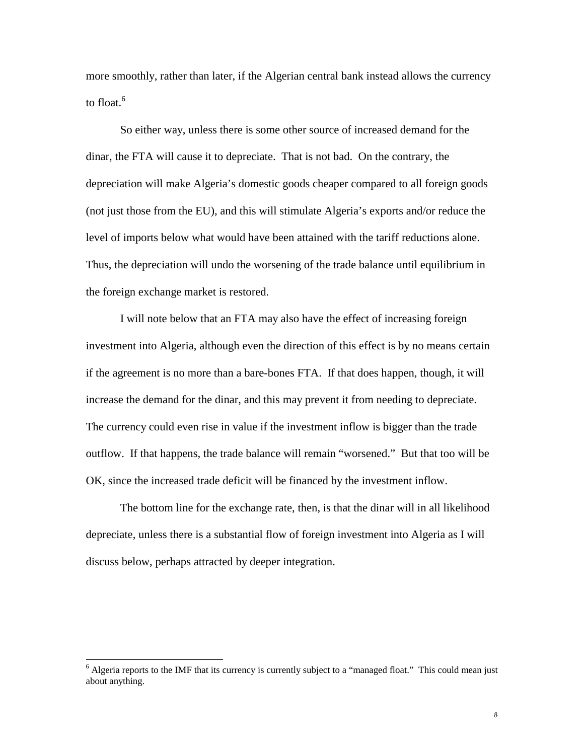more smoothly, rather than later, if the Algerian central bank instead allows the currency to float.[6]

So either way, unless there is some other source of increased demand for the dinar, the FTA will cause it to depreciate. That is not bad. On the contrary, the depreciation will make Algeria's domestic goods cheaper compared to all foreign goods (not just those from the EU), and this will stimulate Algeria's exports and/or reduce the level of imports below what would have been attained with the tariff reductions alone. Thus, the depreciation will undo the worsening of the trade balance until equilibrium in the foreign exchange market is restored.

I will note below that an FTA may also have the effect of increasing foreign investment into Algeria, although even the direction of this effect is by no means certain if the agreement is no more than a bare-bones FTA. If that does happen, though, it will increase the demand for the dinar, and this may prevent it from needing to depreciate. The currency could even rise in value if the investment inflow is bigger than the trade outflow. If that happens, the trade balance will remain "worsened." But that too will be OK, since the increased trade deficit will be financed by the investment inflow.

The bottom line for the exchange rate, then, is that the dinar will in all likelihood depreciate, unless there is a substantial flow of foreign investment into Algeria as I will discuss below, perhaps attracted by deeper integration.

[6] Algeria reports to the IMF that its currency is currently subject to a "managed float." This could mean just about anything.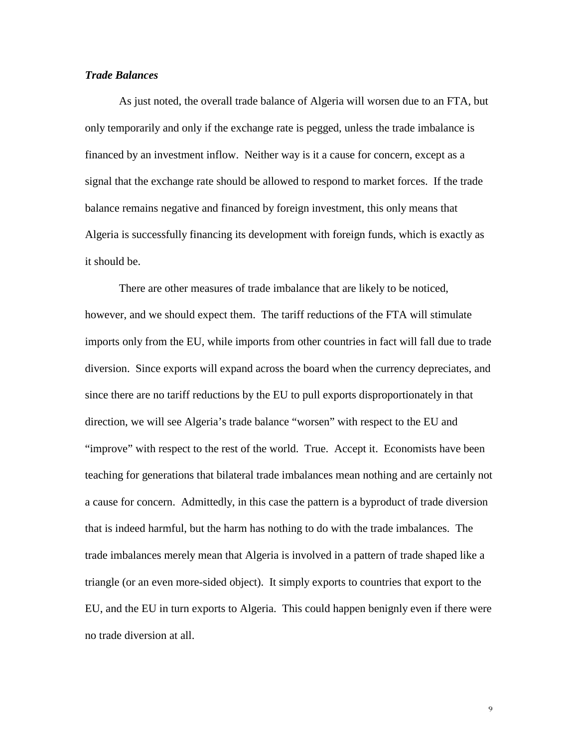***Trade Balances***

As just noted, the overall trade balance of Algeria will worsen due to an FTA, but only temporarily and only if the exchange rate is pegged, unless the trade imbalance is financed by an investment inflow. Neither way is it a cause for concern, except as a signal that the exchange rate should be allowed to respond to market forces. If the trade balance remains negative and financed by foreign investment, this only means that Algeria is successfully financing its development with foreign funds, which is exactly as it should be.

There are other measures of trade imbalance that are likely to be noticed, however, and we should expect them. The tariff reductions of the FTA will stimulate imports only from the EU, while imports from other countries in fact will fall due to trade diversion. Since exports will expand across the board when the currency depreciates, and since there are no tariff reductions by the EU to pull exports disproportionately in that direction, we will see Algeria's trade balance "worsen" with respect to the EU and "improve" with respect to the rest of the world. True. Accept it. Economists have been teaching for generations that bilateral trade imbalances mean nothing and are certainly not a cause for concern. Admittedly, in this case the pattern is a byproduct of trade diversion that is indeed harmful, but the harm has nothing to do with the trade imbalances. The trade imbalances merely mean that Algeria is involved in a pattern of trade shaped like a triangle (or an even more-sided object). It simply exports to countries that export to the EU, and the EU in turn exports to Algeria. This could happen benignly even if there were no trade diversion at all.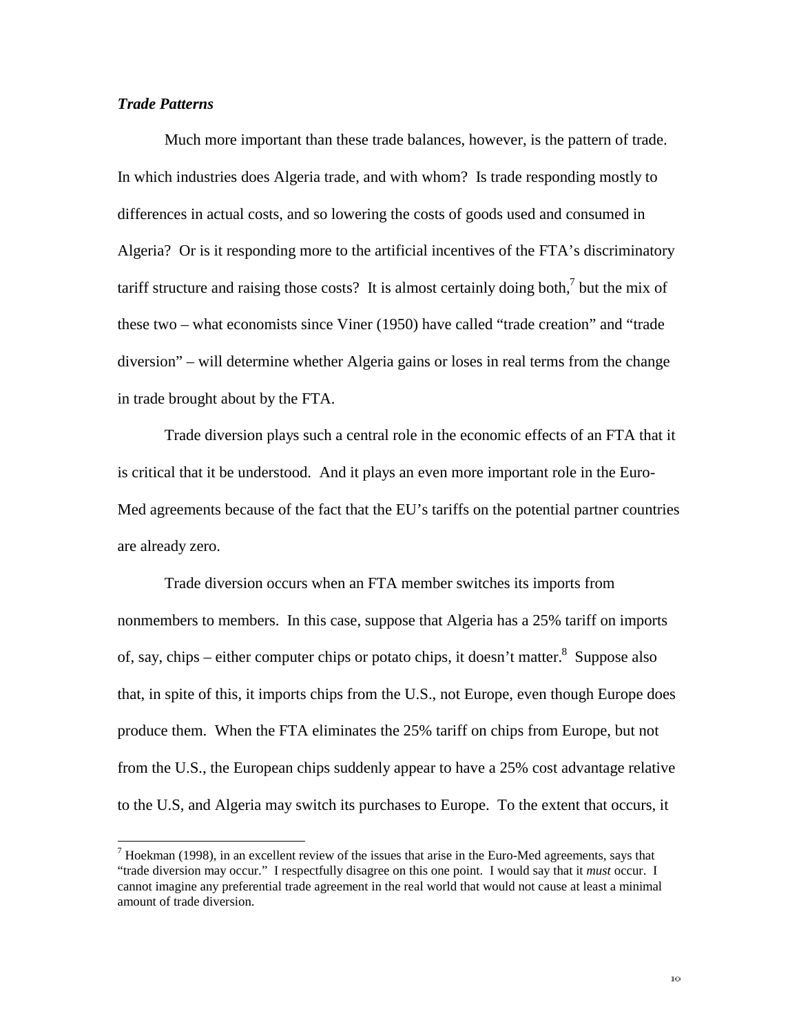### *Trade Patterns*

Much more important than these trade balances, however, is the pattern of trade. In which industries does Algeria trade, and with whom? Is trade responding mostly to differences in actual costs, and so lowering the costs of goods used and consumed in Algeria? Or is it responding more to the artificial incentives of the FTA's discriminatory tariff structure and raising those costs? It is almost certainly doing both,[7] but the mix of these two – what economists since Viner (1950) have called "trade creation" and "trade diversion" – will determine whether Algeria gains or loses in real terms from the change in trade brought about by the FTA.

Trade diversion plays such a central role in the economic effects of an FTA that it is critical that it be understood. And it plays an even more important role in the Euro-Med agreements because of the fact that the EU's tariffs on the potential partner countries are already zero.

Trade diversion occurs when an FTA member switches its imports from nonmembers to members. In this case, suppose that Algeria has a 25% tariff on imports of, say, chips – either computer chips or potato chips, it doesn't matter.[8] Suppose also that, in spite of this, it imports chips from the U.S., not Europe, even though Europe does produce them. When the FTA eliminates the 25% tariff on chips from Europe, but not from the U.S., the European chips suddenly appear to have a 25% cost advantage relative to the U.S, and Algeria may switch its purchases to Europe. To the extent that occurs, it

---

[7] Hoekman (1998), in an excellent review of the issues that arise in the Euro-Med agreements, says that "trade diversion may occur." I respectfully disagree on this one point. I would say that it *must* occur. I cannot imagine any preferential trade agreement in the real world that would not cause at least a minimal amount of trade diversion.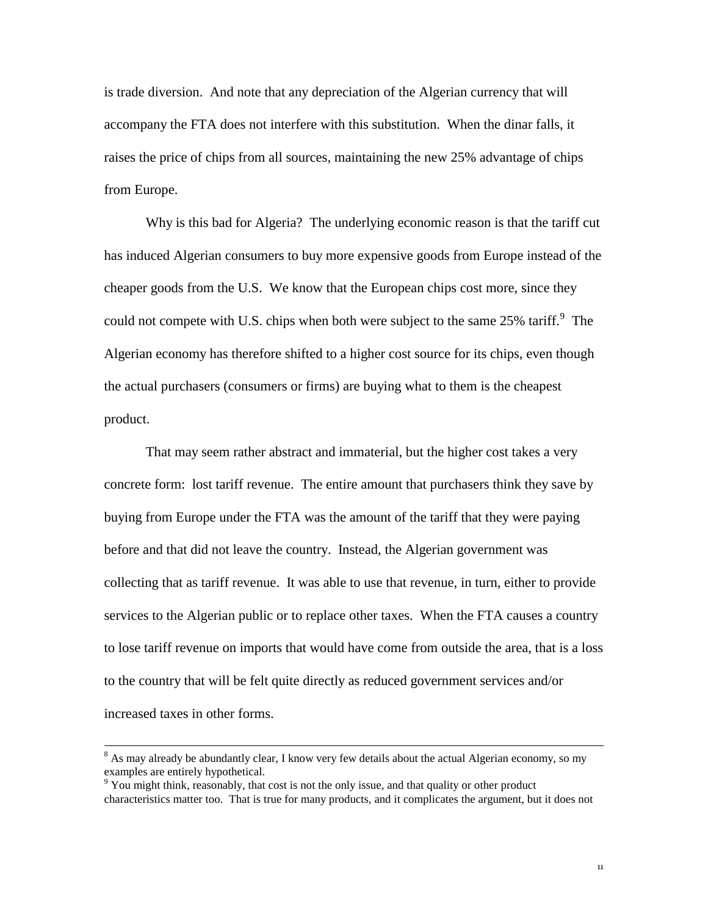is trade diversion. And note that any depreciation of the Algerian currency that will accompany the FTA does not interfere with this substitution. When the dinar falls, it raises the price of chips from all sources, maintaining the new 25% advantage of chips from Europe.

Why is this bad for Algeria? The underlying economic reason is that the tariff cut has induced Algerian consumers to buy more expensive goods from Europe instead of the cheaper goods from the U.S. We know that the European chips cost more, since they could not compete with U.S. chips when both were subject to the same 25% tariff.[9] The Algerian economy has therefore shifted to a higher cost source for its chips, even though the actual purchasers (consumers or firms) are buying what to them is the cheapest product.

That may seem rather abstract and immaterial, but the higher cost takes a very concrete form: lost tariff revenue. The entire amount that purchasers think they save by buying from Europe under the FTA was the amount of the tariff that they were paying before and that did not leave the country. Instead, the Algerian government was collecting that as tariff revenue. It was able to use that revenue, in turn, either to provide services to the Algerian public or to replace other taxes. When the FTA causes a country to lose tariff revenue on imports that would have come from outside the area, that is a loss to the country that will be felt quite directly as reduced government services and/or increased taxes in other forms.

---

[8] As may already be abundantly clear, I know very few details about the actual Algerian economy, so my examples are entirely hypothetical.

[9] You might think, reasonably, that cost is not the only issue, and that quality or other product characteristics matter too. That is true for many products, and it complicates the argument, but it does not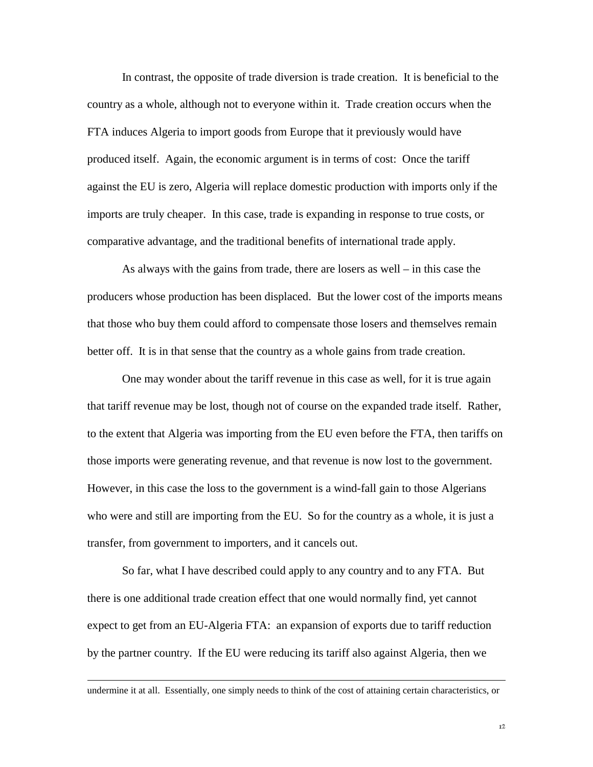In contrast, the opposite of trade diversion is trade creation. It is beneficial to the country as a whole, although not to everyone within it. Trade creation occurs when the FTA induces Algeria to import goods from Europe that it previously would have produced itself. Again, the economic argument is in terms of cost: Once the tariff against the EU is zero, Algeria will replace domestic production with imports only if the imports are truly cheaper. In this case, trade is expanding in response to true costs, or comparative advantage, and the traditional benefits of international trade apply.

As always with the gains from trade, there are losers as well – in this case the producers whose production has been displaced. But the lower cost of the imports means that those who buy them could afford to compensate those losers and themselves remain better off. It is in that sense that the country as a whole gains from trade creation.

One may wonder about the tariff revenue in this case as well, for it is true again that tariff revenue may be lost, though not of course on the expanded trade itself. Rather, to the extent that Algeria was importing from the EU even before the FTA, then tariffs on those imports were generating revenue, and that revenue is now lost to the government. However, in this case the loss to the government is a wind-fall gain to those Algerians who were and still are importing from the EU. So for the country as a whole, it is just a transfer, from government to importers, and it cancels out.

So far, what I have described could apply to any country and to any FTA. But there is one additional trade creation effect that one would normally find, yet cannot expect to get from an EU-Algeria FTA: an expansion of exports due to tariff reduction by the partner country. If the EU were reducing its tariff also against Algeria, then we

---

undermine it at all. Essentially, one simply needs to think of the cost of attaining certain characteristics, or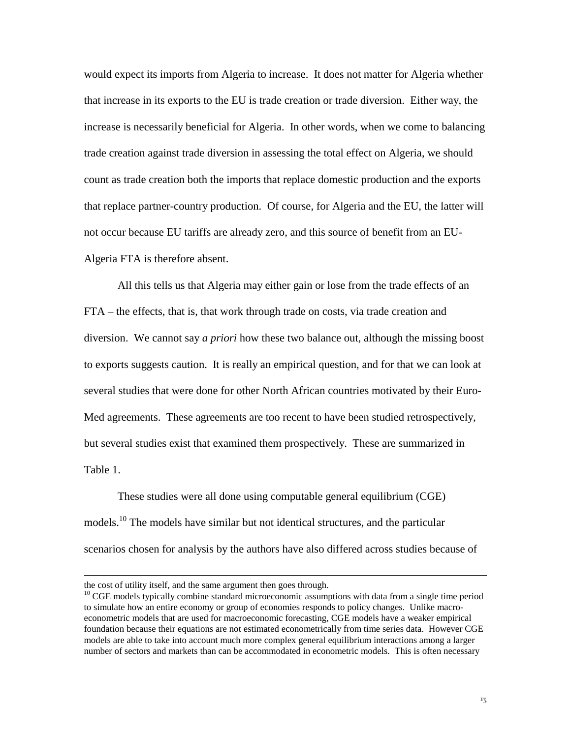would expect its imports from Algeria to increase. It does not matter for Algeria whether that increase in its exports to the EU is trade creation or trade diversion. Either way, the increase is necessarily beneficial for Algeria. In other words, when we come to balancing trade creation against trade diversion in assessing the total effect on Algeria, we should count as trade creation both the imports that replace domestic production and the exports that replace partner-country production. Of course, for Algeria and the EU, the latter will not occur because EU tariffs are already zero, and this source of benefit from an EU-Algeria FTA is therefore absent.

All this tells us that Algeria may either gain or lose from the trade effects of an FTA – the effects, that is, that work through trade on costs, via trade creation and diversion. We cannot say *a priori* how these two balance out, although the missing boost to exports suggests caution. It is really an empirical question, and for that we can look at several studies that were done for other North African countries motivated by their Euro-Med agreements. These agreements are too recent to have been studied retrospectively, but several studies exist that examined them prospectively. These are summarized in Table 1.

These studies were all done using computable general equilibrium (CGE) models.[10] The models have similar but not identical structures, and the particular scenarios chosen for analysis by the authors have also differed across studies because of

---

the cost of utility itself, and the same argument then goes through.

[10] CGE models typically combine standard microeconomic assumptions with data from a single time period to simulate how an entire economy or group of economies responds to policy changes. Unlike macro-econometric models that are used for macroeconomic forecasting, CGE models have a weaker empirical foundation because their equations are not estimated econometrically from time series data. However CGE models are able to take into account much more complex general equilibrium interactions among a larger number of sectors and markets than can be accommodated in econometric models. This is often necessary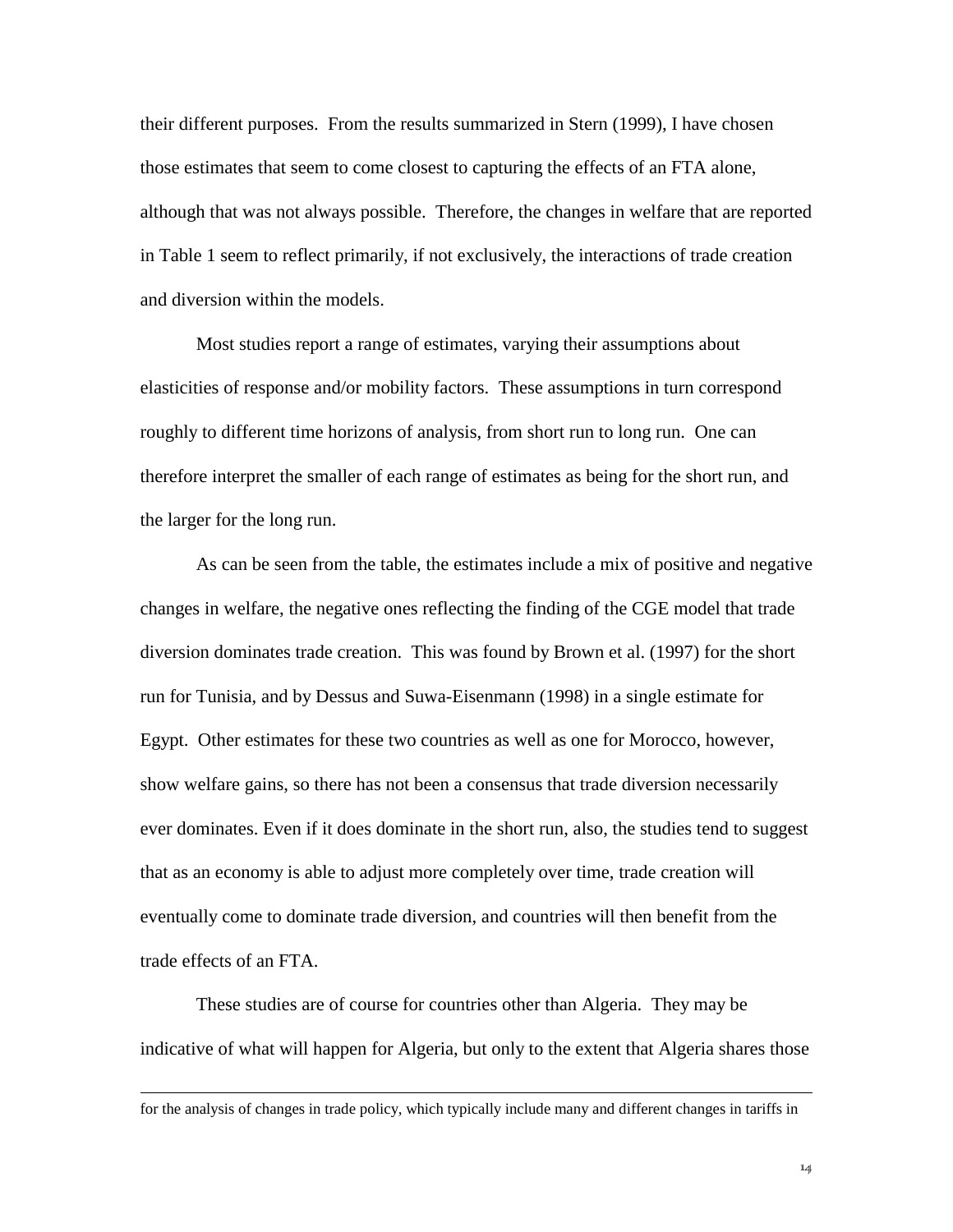their different purposes. From the results summarized in Stern (1999), I have chosen those estimates that seem to come closest to capturing the effects of an FTA alone, although that was not always possible. Therefore, the changes in welfare that are reported in Table 1 seem to reflect primarily, if not exclusively, the interactions of trade creation and diversion within the models.

Most studies report a range of estimates, varying their assumptions about elasticities of response and/or mobility factors. These assumptions in turn correspond roughly to different time horizons of analysis, from short run to long run. One can therefore interpret the smaller of each range of estimates as being for the short run, and the larger for the long run.

As can be seen from the table, the estimates include a mix of positive and negative changes in welfare, the negative ones reflecting the finding of the CGE model that trade diversion dominates trade creation. This was found by Brown et al. (1997) for the short run for Tunisia, and by Dessus and Suwa-Eisenmann (1998) in a single estimate for Egypt. Other estimates for these two countries as well as one for Morocco, however, show welfare gains, so there has not been a consensus that trade diversion necessarily ever dominates. Even if it does dominate in the short run, also, the studies tend to suggest that as an economy is able to adjust more completely over time, trade creation will eventually come to dominate trade diversion, and countries will then benefit from the trade effects of an FTA.

These studies are of course for countries other than Algeria. They may be indicative of what will happen for Algeria, but only to the extent that Algeria shares those

---

for the analysis of changes in trade policy, which typically include many and different changes in tariffs in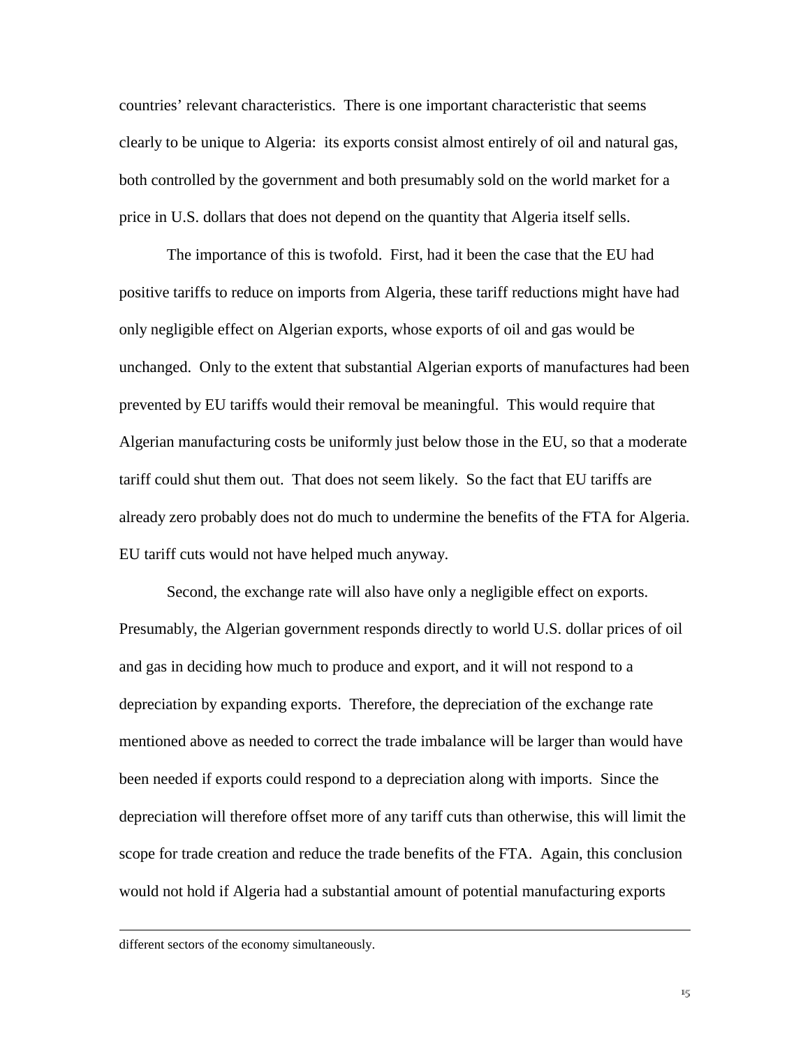countries' relevant characteristics. There is one important characteristic that seems clearly to be unique to Algeria: its exports consist almost entirely of oil and natural gas, both controlled by the government and both presumably sold on the world market for a price in U.S. dollars that does not depend on the quantity that Algeria itself sells.

The importance of this is twofold. First, had it been the case that the EU had positive tariffs to reduce on imports from Algeria, these tariff reductions might have had only negligible effect on Algerian exports, whose exports of oil and gas would be unchanged. Only to the extent that substantial Algerian exports of manufactures had been prevented by EU tariffs would their removal be meaningful. This would require that Algerian manufacturing costs be uniformly just below those in the EU, so that a moderate tariff could shut them out. That does not seem likely. So the fact that EU tariffs are already zero probably does not do much to undermine the benefits of the FTA for Algeria. EU tariff cuts would not have helped much anyway.

Second, the exchange rate will also have only a negligible effect on exports. Presumably, the Algerian government responds directly to world U.S. dollar prices of oil and gas in deciding how much to produce and export, and it will not respond to a depreciation by expanding exports. Therefore, the depreciation of the exchange rate mentioned above as needed to correct the trade imbalance will be larger than would have been needed if exports could respond to a depreciation along with imports. Since the depreciation will therefore offset more of any tariff cuts than otherwise, this will limit the scope for trade creation and reduce the trade benefits of the FTA. Again, this conclusion would not hold if Algeria had a substantial amount of potential manufacturing exports

---

different sectors of the economy simultaneously.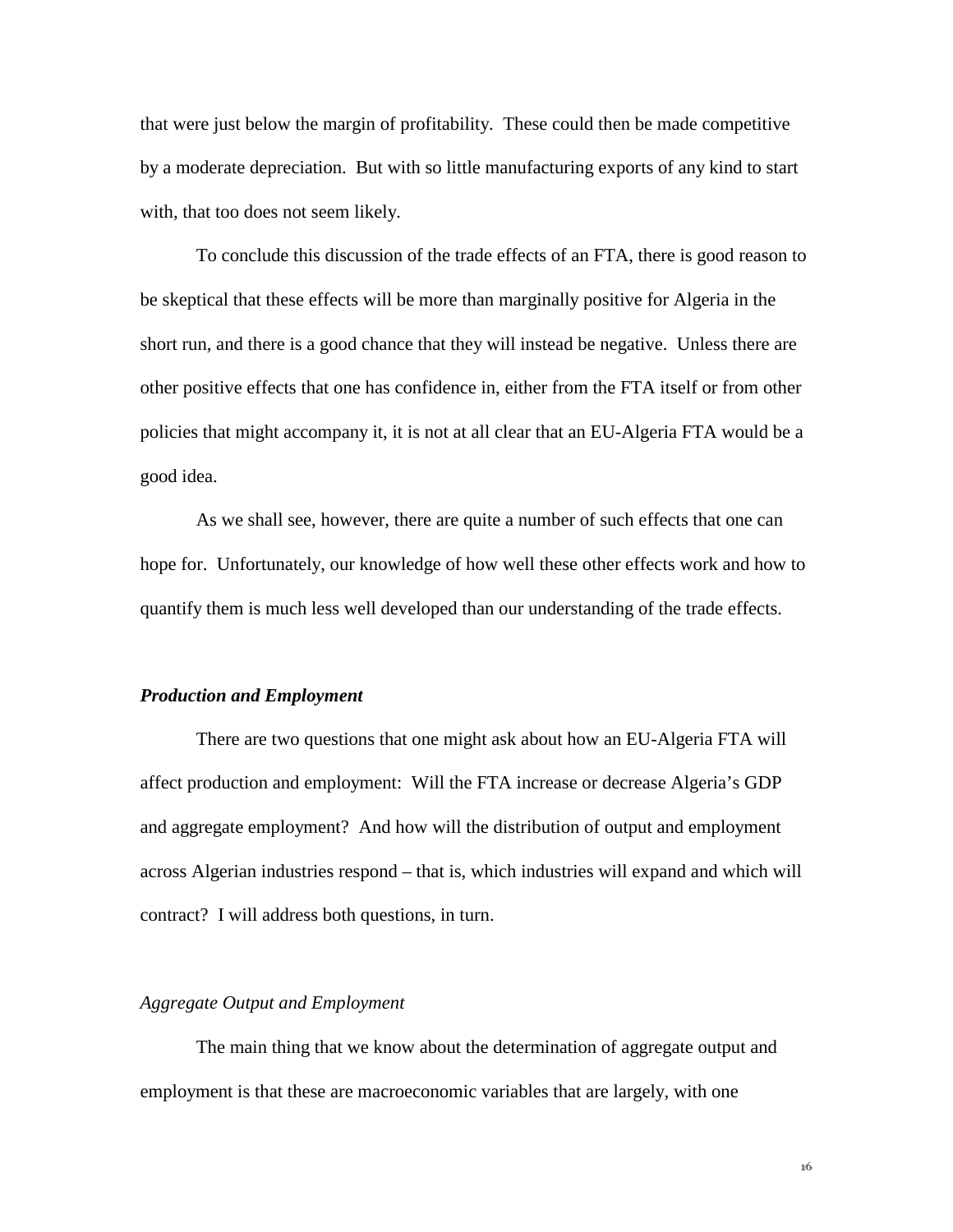that were just below the margin of profitability. These could then be made competitive by a moderate depreciation. But with so little manufacturing exports of any kind to start with, that too does not seem likely.

To conclude this discussion of the trade effects of an FTA, there is good reason to be skeptical that these effects will be more than marginally positive for Algeria in the short run, and there is a good chance that they will instead be negative. Unless there are other positive effects that one has confidence in, either from the FTA itself or from other policies that might accompany it, it is not at all clear that an EU-Algeria FTA would be a good idea.

As we shall see, however, there are quite a number of such effects that one can hope for. Unfortunately, our knowledge of how well these other effects work and how to quantify them is much less well developed than our understanding of the trade effects.

### ***Production and Employment***

There are two questions that one might ask about how an EU-Algeria FTA will affect production and employment: Will the FTA increase or decrease Algeria's GDP and aggregate employment? And how will the distribution of output and employment across Algerian industries respond – that is, which industries will expand and which will contract? I will address both questions, in turn.

#### *Aggregate Output and Employment*

The main thing that we know about the determination of aggregate output and employment is that these are macroeconomic variables that are largely, with one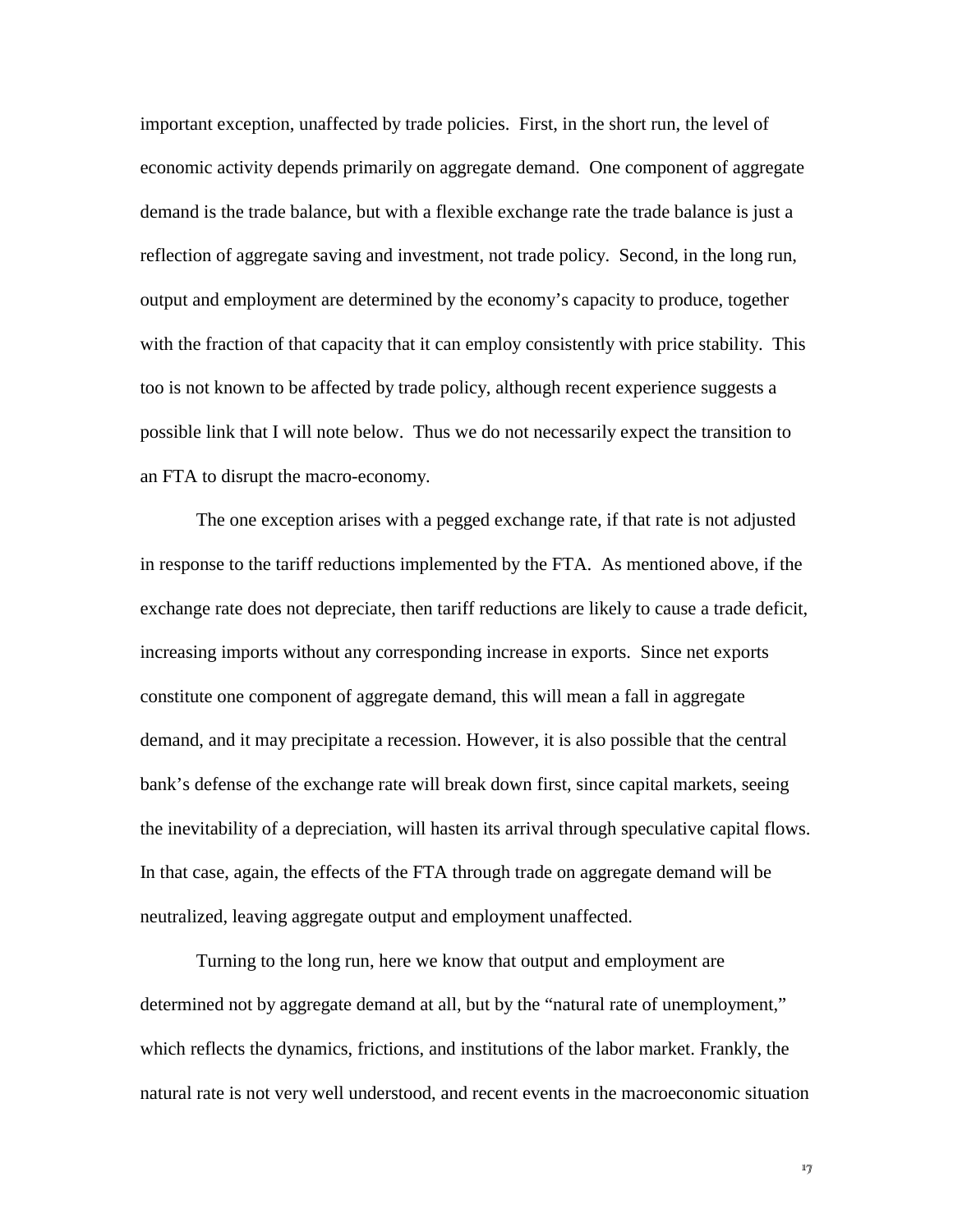important exception, unaffected by trade policies. First, in the short run, the level of economic activity depends primarily on aggregate demand. One component of aggregate demand is the trade balance, but with a flexible exchange rate the trade balance is just a reflection of aggregate saving and investment, not trade policy. Second, in the long run, output and employment are determined by the economy's capacity to produce, together with the fraction of that capacity that it can employ consistently with price stability. This too is not known to be affected by trade policy, although recent experience suggests a possible link that I will note below. Thus we do not necessarily expect the transition to an FTA to disrupt the macro-economy.

The one exception arises with a pegged exchange rate, if that rate is not adjusted in response to the tariff reductions implemented by the FTA. As mentioned above, if the exchange rate does not depreciate, then tariff reductions are likely to cause a trade deficit, increasing imports without any corresponding increase in exports. Since net exports constitute one component of aggregate demand, this will mean a fall in aggregate demand, and it may precipitate a recession. However, it is also possible that the central bank's defense of the exchange rate will break down first, since capital markets, seeing the inevitability of a depreciation, will hasten its arrival through speculative capital flows. In that case, again, the effects of the FTA through trade on aggregate demand will be neutralized, leaving aggregate output and employment unaffected.

Turning to the long run, here we know that output and employment are determined not by aggregate demand at all, but by the "natural rate of unemployment," which reflects the dynamics, frictions, and institutions of the labor market. Frankly, the natural rate is not very well understood, and recent events in the macroeconomic situation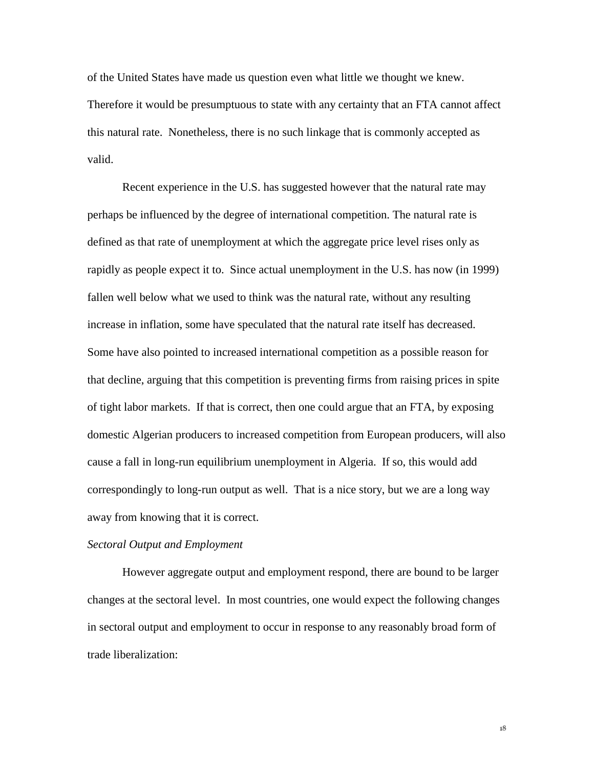of the United States have made us question even what little we thought we knew. Therefore it would be presumptuous to state with any certainty that an FTA cannot affect this natural rate. Nonetheless, there is no such linkage that is commonly accepted as valid.

Recent experience in the U.S. has suggested however that the natural rate may perhaps be influenced by the degree of international competition. The natural rate is defined as that rate of unemployment at which the aggregate price level rises only as rapidly as people expect it to. Since actual unemployment in the U.S. has now (in 1999) fallen well below what we used to think was the natural rate, without any resulting increase in inflation, some have speculated that the natural rate itself has decreased. Some have also pointed to increased international competition as a possible reason for that decline, arguing that this competition is preventing firms from raising prices in spite of tight labor markets. If that is correct, then one could argue that an FTA, by exposing domestic Algerian producers to increased competition from European producers, will also cause a fall in long-run equilibrium unemployment in Algeria. If so, this would add correspondingly to long-run output as well. That is a nice story, but we are a long way away from knowing that it is correct.

*Sectoral Output and Employment*

However aggregate output and employment respond, there are bound to be larger changes at the sectoral level. In most countries, one would expect the following changes in sectoral output and employment to occur in response to any reasonably broad form of trade liberalization: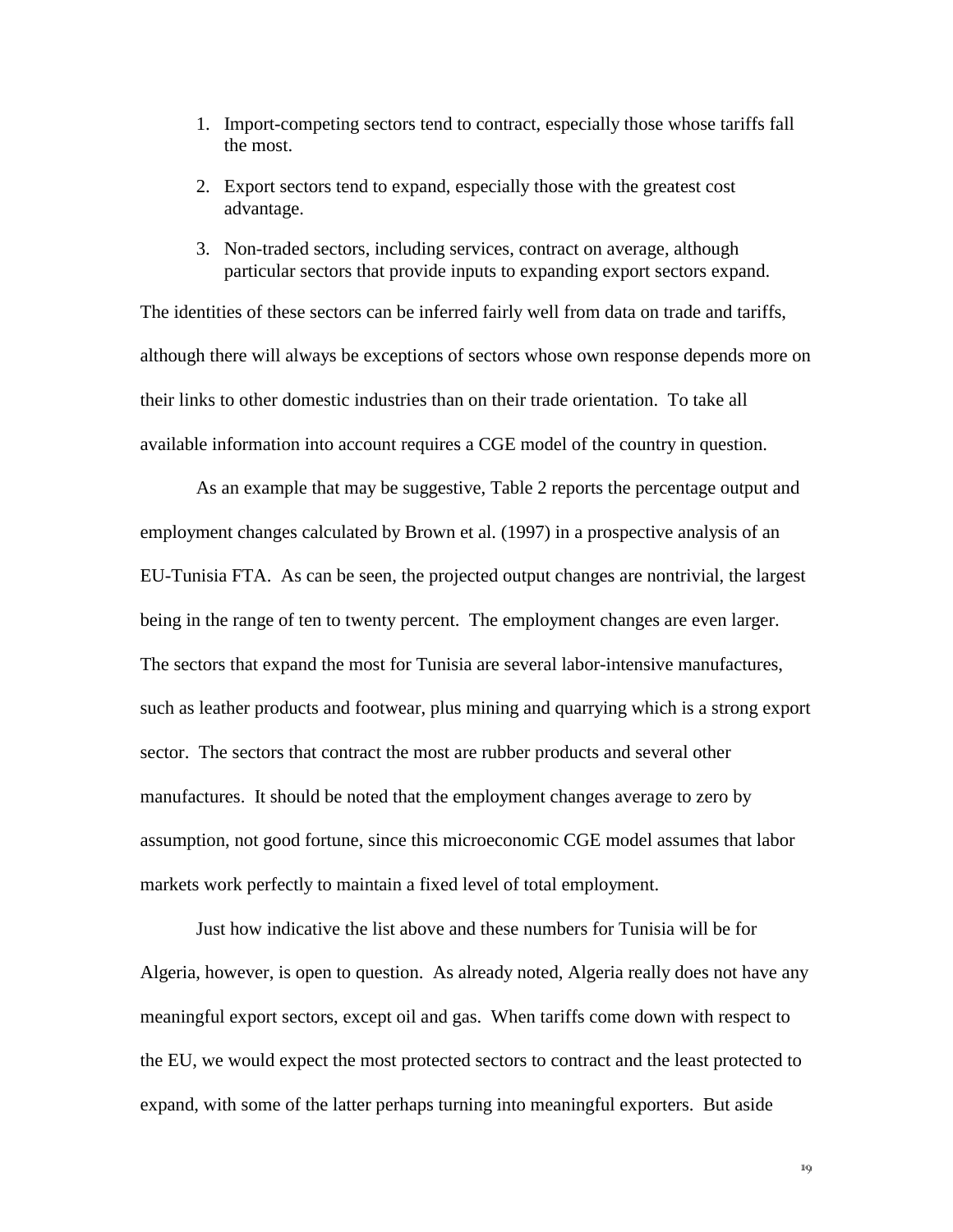1. Import-competing sectors tend to contract, especially those whose tariffs fall the most.

2. Export sectors tend to expand, especially those with the greatest cost advantage.

3. Non-traded sectors, including services, contract on average, although particular sectors that provide inputs to expanding export sectors expand.

The identities of these sectors can be inferred fairly well from data on trade and tariffs, although there will always be exceptions of sectors whose own response depends more on their links to other domestic industries than on their trade orientation. To take all available information into account requires a CGE model of the country in question.

As an example that may be suggestive, Table 2 reports the percentage output and employment changes calculated by Brown et al. (1997) in a prospective analysis of an EU-Tunisia FTA. As can be seen, the projected output changes are nontrivial, the largest being in the range of ten to twenty percent. The employment changes are even larger. The sectors that expand the most for Tunisia are several labor-intensive manufactures, such as leather products and footwear, plus mining and quarrying which is a strong export sector. The sectors that contract the most are rubber products and several other manufactures. It should be noted that the employment changes average to zero by assumption, not good fortune, since this microeconomic CGE model assumes that labor markets work perfectly to maintain a fixed level of total employment.

Just how indicative the list above and these numbers for Tunisia will be for Algeria, however, is open to question. As already noted, Algeria really does not have any meaningful export sectors, except oil and gas. When tariffs come down with respect to the EU, we would expect the most protected sectors to contract and the least protected to expand, with some of the latter perhaps turning into meaningful exporters. But aside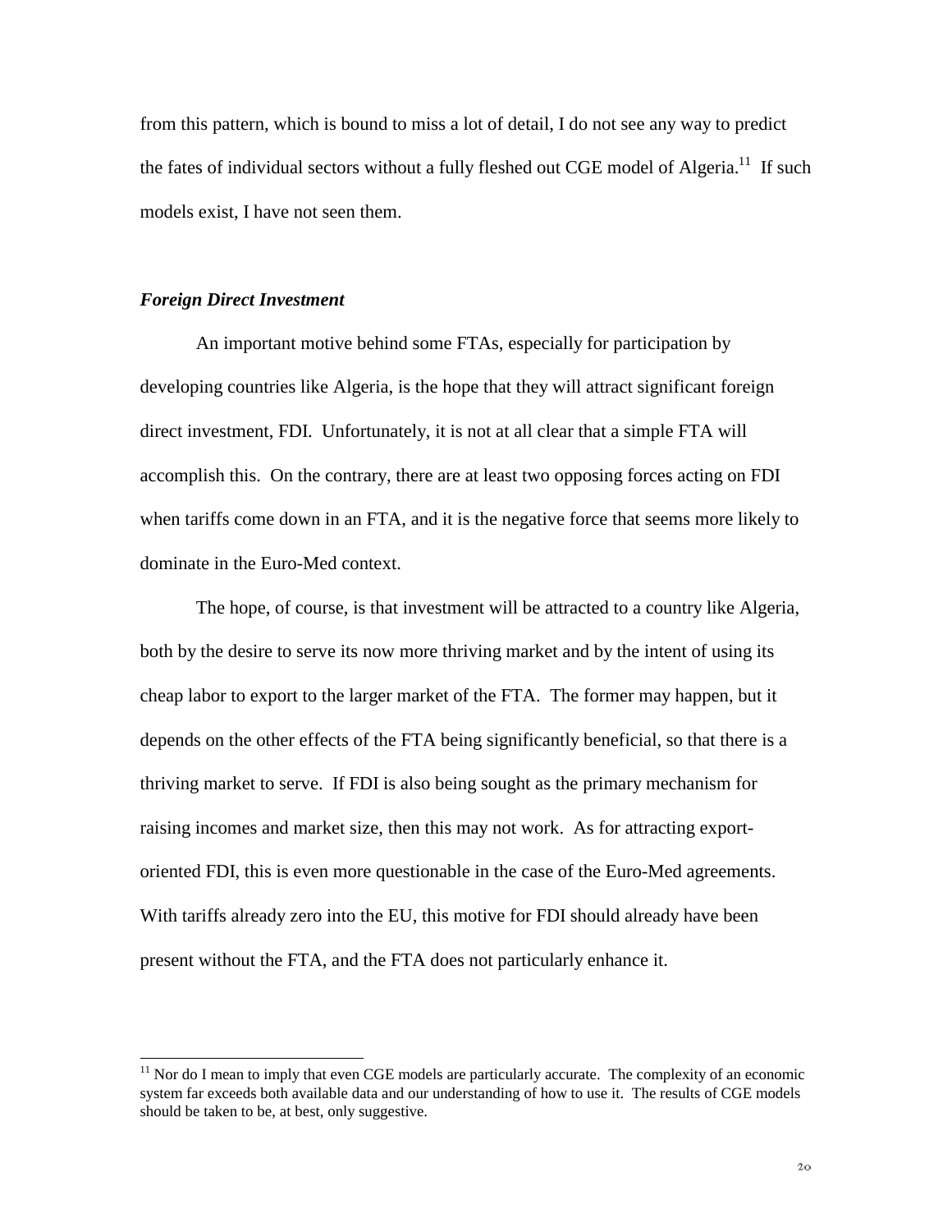from this pattern, which is bound to miss a lot of detail, I do not see any way to predict the fates of individual sectors without a fully fleshed out CGE model of Algeria.[11] If such models exist, I have not seen them.

### *Foreign Direct Investment*

An important motive behind some FTAs, especially for participation by developing countries like Algeria, is the hope that they will attract significant foreign direct investment, FDI. Unfortunately, it is not at all clear that a simple FTA will accomplish this. On the contrary, there are at least two opposing forces acting on FDI when tariffs come down in an FTA, and it is the negative force that seems more likely to dominate in the Euro-Med context.

The hope, of course, is that investment will be attracted to a country like Algeria, both by the desire to serve its now more thriving market and by the intent of using its cheap labor to export to the larger market of the FTA. The former may happen, but it depends on the other effects of the FTA being significantly beneficial, so that there is a thriving market to serve. If FDI is also being sought as the primary mechanism for raising incomes and market size, then this may not work. As for attracting export-oriented FDI, this is even more questionable in the case of the Euro-Med agreements. With tariffs already zero into the EU, this motive for FDI should already have been present without the FTA, and the FTA does not particularly enhance it.

---

[11] Nor do I mean to imply that even CGE models are particularly accurate. The complexity of an economic system far exceeds both available data and our understanding of how to use it. The results of CGE models should be taken to be, at best, only suggestive.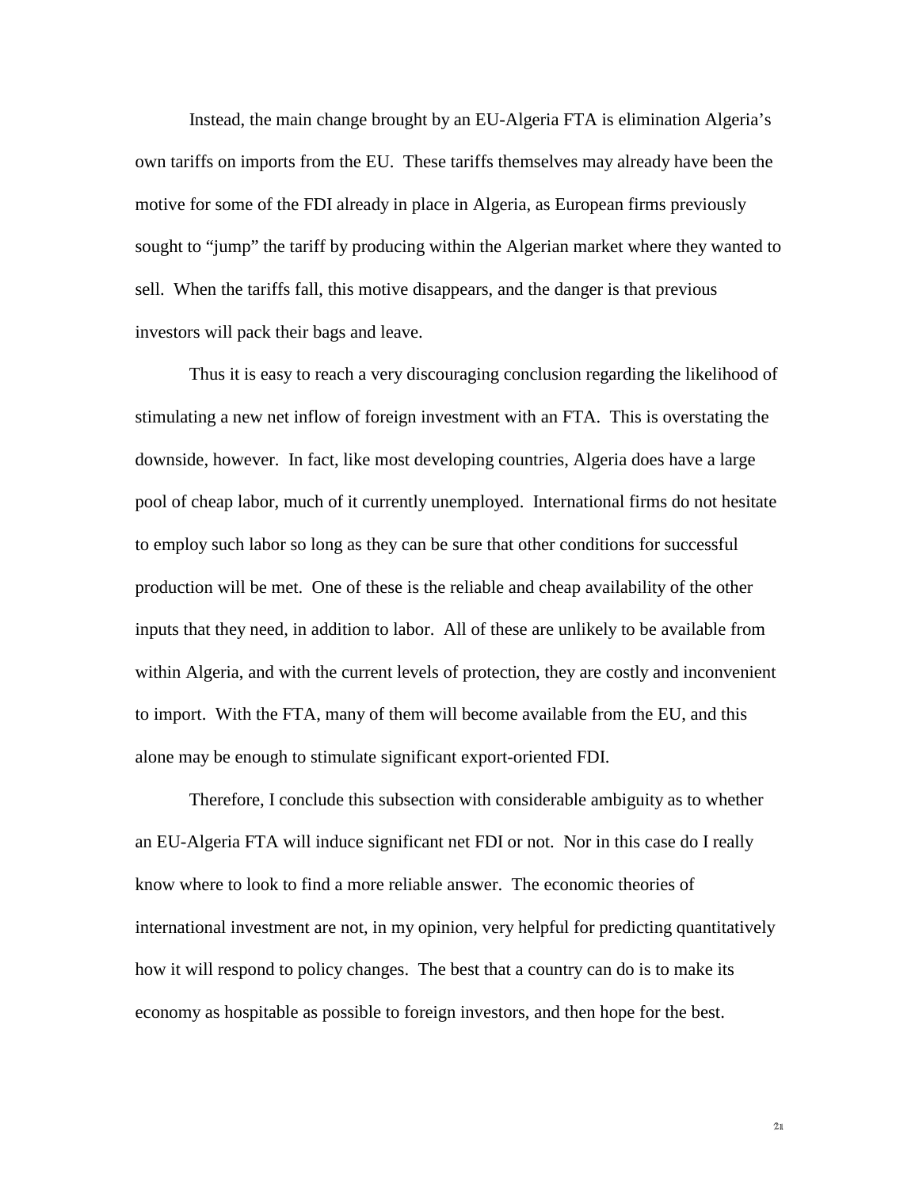Instead, the main change brought by an EU-Algeria FTA is elimination Algeria's own tariffs on imports from the EU. These tariffs themselves may already have been the motive for some of the FDI already in place in Algeria, as European firms previously sought to "jump" the tariff by producing within the Algerian market where they wanted to sell. When the tariffs fall, this motive disappears, and the danger is that previous investors will pack their bags and leave.

Thus it is easy to reach a very discouraging conclusion regarding the likelihood of stimulating a new net inflow of foreign investment with an FTA. This is overstating the downside, however. In fact, like most developing countries, Algeria does have a large pool of cheap labor, much of it currently unemployed. International firms do not hesitate to employ such labor so long as they can be sure that other conditions for successful production will be met. One of these is the reliable and cheap availability of the other inputs that they need, in addition to labor. All of these are unlikely to be available from within Algeria, and with the current levels of protection, they are costly and inconvenient to import. With the FTA, many of them will become available from the EU, and this alone may be enough to stimulate significant export-oriented FDI.

Therefore, I conclude this subsection with considerable ambiguity as to whether an EU-Algeria FTA will induce significant net FDI or not. Nor in this case do I really know where to look to find a more reliable answer. The economic theories of international investment are not, in my opinion, very helpful for predicting quantitatively how it will respond to policy changes. The best that a country can do is to make its economy as hospitable as possible to foreign investors, and then hope for the best.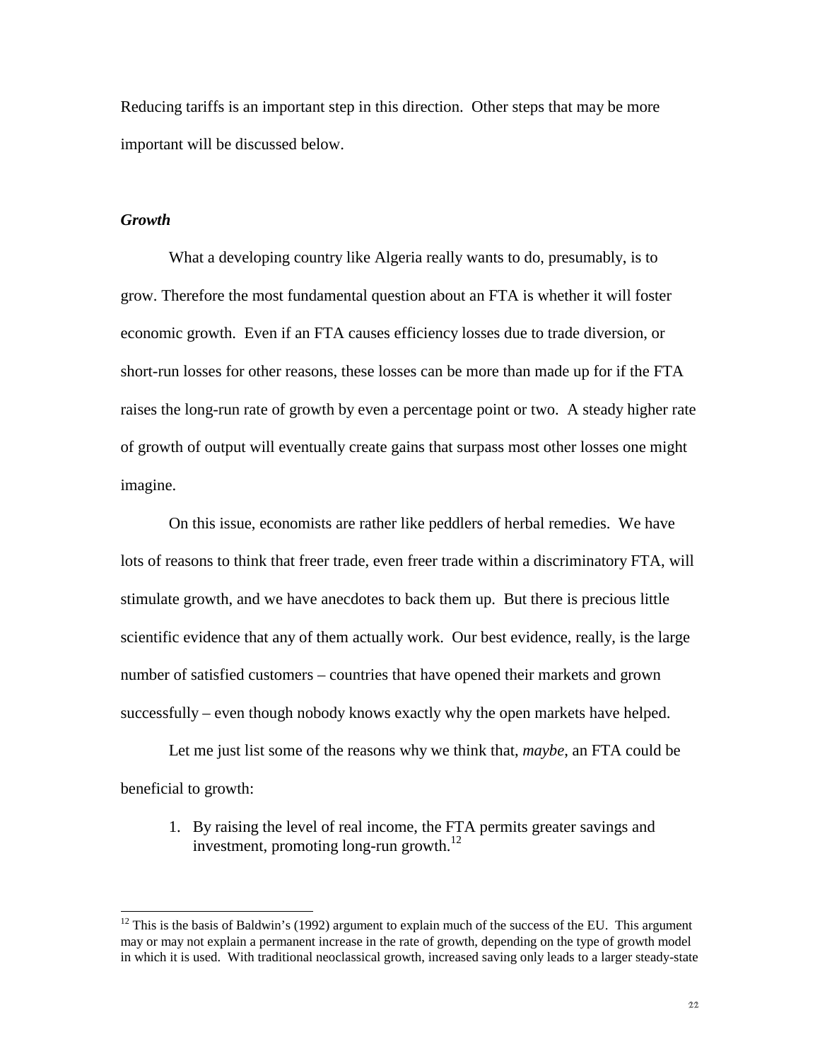Reducing tariffs is an important step in this direction. Other steps that may be more important will be discussed below.

### *Growth*

What a developing country like Algeria really wants to do, presumably, is to grow. Therefore the most fundamental question about an FTA is whether it will foster economic growth. Even if an FTA causes efficiency losses due to trade diversion, or short-run losses for other reasons, these losses can be more than made up for if the FTA raises the long-run rate of growth by even a percentage point or two. A steady higher rate of growth of output will eventually create gains that surpass most other losses one might imagine.

On this issue, economists are rather like peddlers of herbal remedies. We have lots of reasons to think that freer trade, even freer trade within a discriminatory FTA, will stimulate growth, and we have anecdotes to back them up. But there is precious little scientific evidence that any of them actually work. Our best evidence, really, is the large number of satisfied customers – countries that have opened their markets and grown successfully – even though nobody knows exactly why the open markets have helped.

Let me just list some of the reasons why we think that, *maybe*, an FTA could be beneficial to growth:

1. By raising the level of real income, the FTA permits greater savings and investment, promoting long-run growth.[12]

---

[12] This is the basis of Baldwin's (1992) argument to explain much of the success of the EU. This argument may or may not explain a permanent increase in the rate of growth, depending on the type of growth model in which it is used. With traditional neoclassical growth, increased saving only leads to a larger steady-state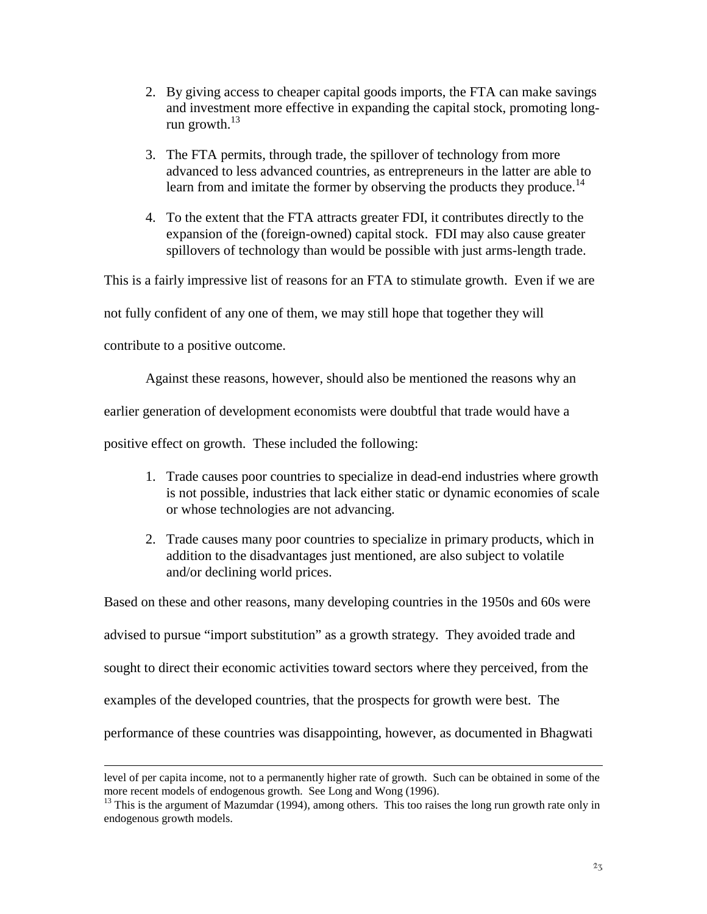2. By giving access to cheaper capital goods imports, the FTA can make savings and investment more effective in expanding the capital stock, promoting long-run growth.[13]

3. The FTA permits, through trade, the spillover of technology from more advanced to less advanced countries, as entrepreneurs in the latter are able to learn from and imitate the former by observing the products they produce.[14]

4. To the extent that the FTA attracts greater FDI, it contributes directly to the expansion of the (foreign-owned) capital stock. FDI may also cause greater spillovers of technology than would be possible with just arms-length trade.

This is a fairly impressive list of reasons for an FTA to stimulate growth. Even if we are not fully confident of any one of them, we may still hope that together they will contribute to a positive outcome.

Against these reasons, however, should also be mentioned the reasons why an earlier generation of development economists were doubtful that trade would have a positive effect on growth. These included the following:

1. Trade causes poor countries to specialize in dead-end industries where growth is not possible, industries that lack either static or dynamic economies of scale or whose technologies are not advancing.

2. Trade causes many poor countries to specialize in primary products, which in addition to the disadvantages just mentioned, are also subject to volatile and/or declining world prices.

Based on these and other reasons, many developing countries in the 1950s and 60s were advised to pursue "import substitution" as a growth strategy. They avoided trade and sought to direct their economic activities toward sectors where they perceived, from the examples of the developed countries, that the prospects for growth were best. The performance of these countries was disappointing, however, as documented in Bhagwati

---

level of per capita income, not to a permanently higher rate of growth. Such can be obtained in some of the more recent models of endogenous growth. See Long and Wong (1996).

[13] This is the argument of Mazumdar (1994), among others. This too raises the long run growth rate only in endogenous growth models.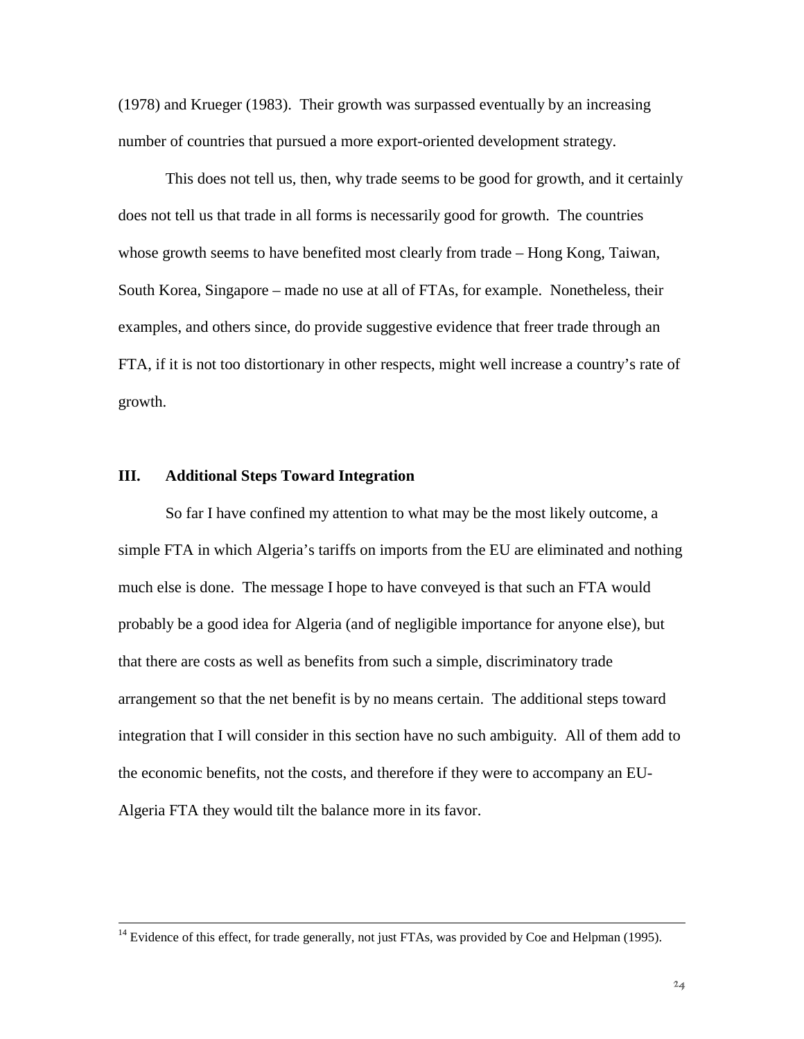(1978) and Krueger (1983). Their growth was surpassed eventually by an increasing number of countries that pursued a more export-oriented development strategy.

This does not tell us, then, why trade seems to be good for growth, and it certainly does not tell us that trade in all forms is necessarily good for growth. The countries whose growth seems to have benefited most clearly from trade – Hong Kong, Taiwan, South Korea, Singapore – made no use at all of FTAs, for example. Nonetheless, their examples, and others since, do provide suggestive evidence that freer trade through an FTA, if it is not too distortionary in other respects, might well increase a country's rate of growth.

## III. Additional Steps Toward Integration

So far I have confined my attention to what may be the most likely outcome, a simple FTA in which Algeria's tariffs on imports from the EU are eliminated and nothing much else is done. The message I hope to have conveyed is that such an FTA would probably be a good idea for Algeria (and of negligible importance for anyone else), but that there are costs as well as benefits from such a simple, discriminatory trade arrangement so that the net benefit is by no means certain. The additional steps toward integration that I will consider in this section have no such ambiguity. All of them add to the economic benefits, not the costs, and therefore if they were to accompany an EU-Algeria FTA they would tilt the balance more in its favor.

---

[14] Evidence of this effect, for trade generally, not just FTAs, was provided by Coe and Helpman (1995).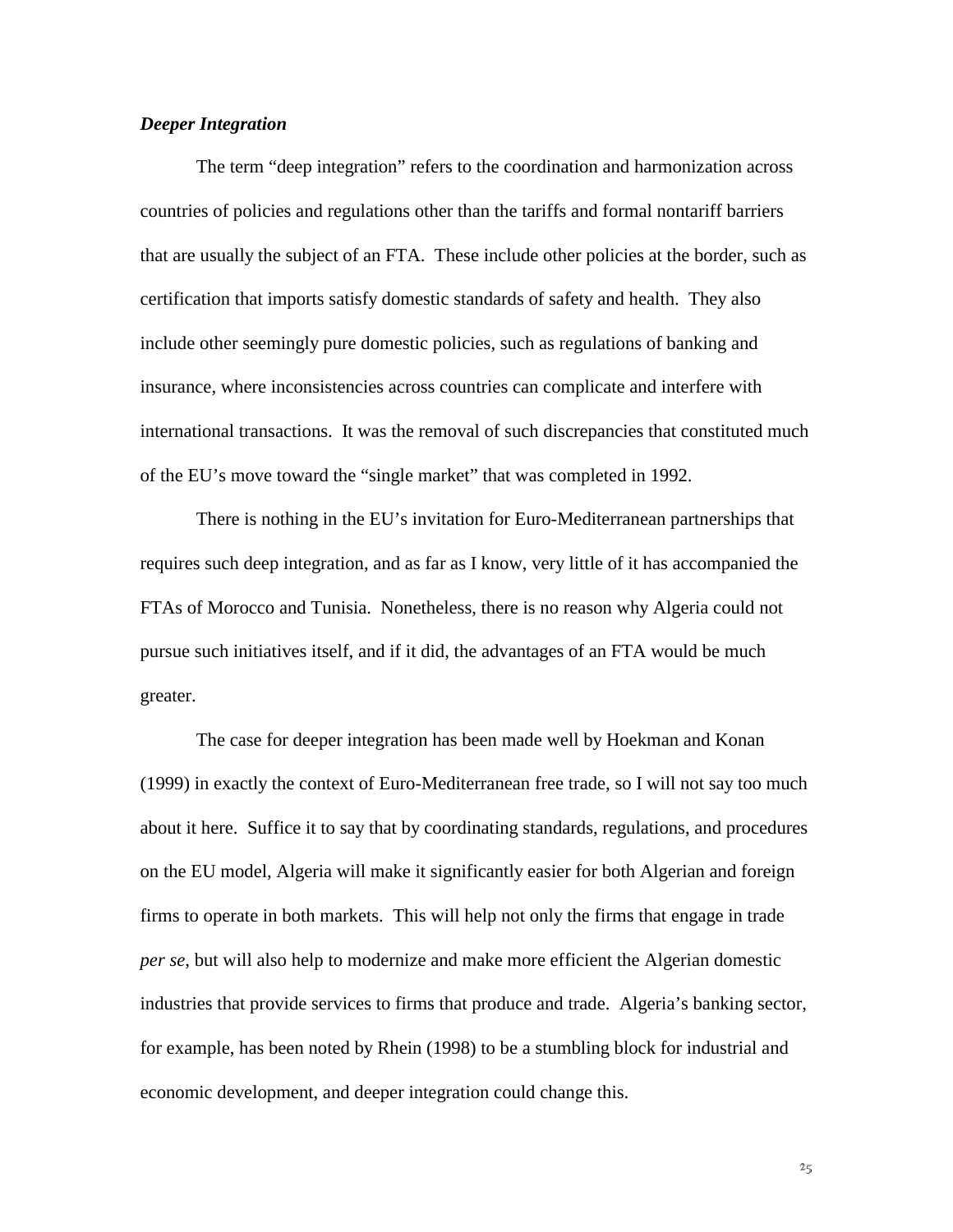***Deeper Integration***

The term "deep integration" refers to the coordination and harmonization across countries of policies and regulations other than the tariffs and formal nontariff barriers that are usually the subject of an FTA. These include other policies at the border, such as certification that imports satisfy domestic standards of safety and health. They also include other seemingly pure domestic policies, such as regulations of banking and insurance, where inconsistencies across countries can complicate and interfere with international transactions. It was the removal of such discrepancies that constituted much of the EU's move toward the "single market" that was completed in 1992.

There is nothing in the EU's invitation for Euro-Mediterranean partnerships that requires such deep integration, and as far as I know, very little of it has accompanied the FTAs of Morocco and Tunisia. Nonetheless, there is no reason why Algeria could not pursue such initiatives itself, and if it did, the advantages of an FTA would be much greater.

The case for deeper integration has been made well by Hoekman and Konan (1999) in exactly the context of Euro-Mediterranean free trade, so I will not say too much about it here. Suffice it to say that by coordinating standards, regulations, and procedures on the EU model, Algeria will make it significantly easier for both Algerian and foreign firms to operate in both markets. This will help not only the firms that engage in trade *per se*, but will also help to modernize and make more efficient the Algerian domestic industries that provide services to firms that produce and trade. Algeria's banking sector, for example, has been noted by Rhein (1998) to be a stumbling block for industrial and economic development, and deeper integration could change this.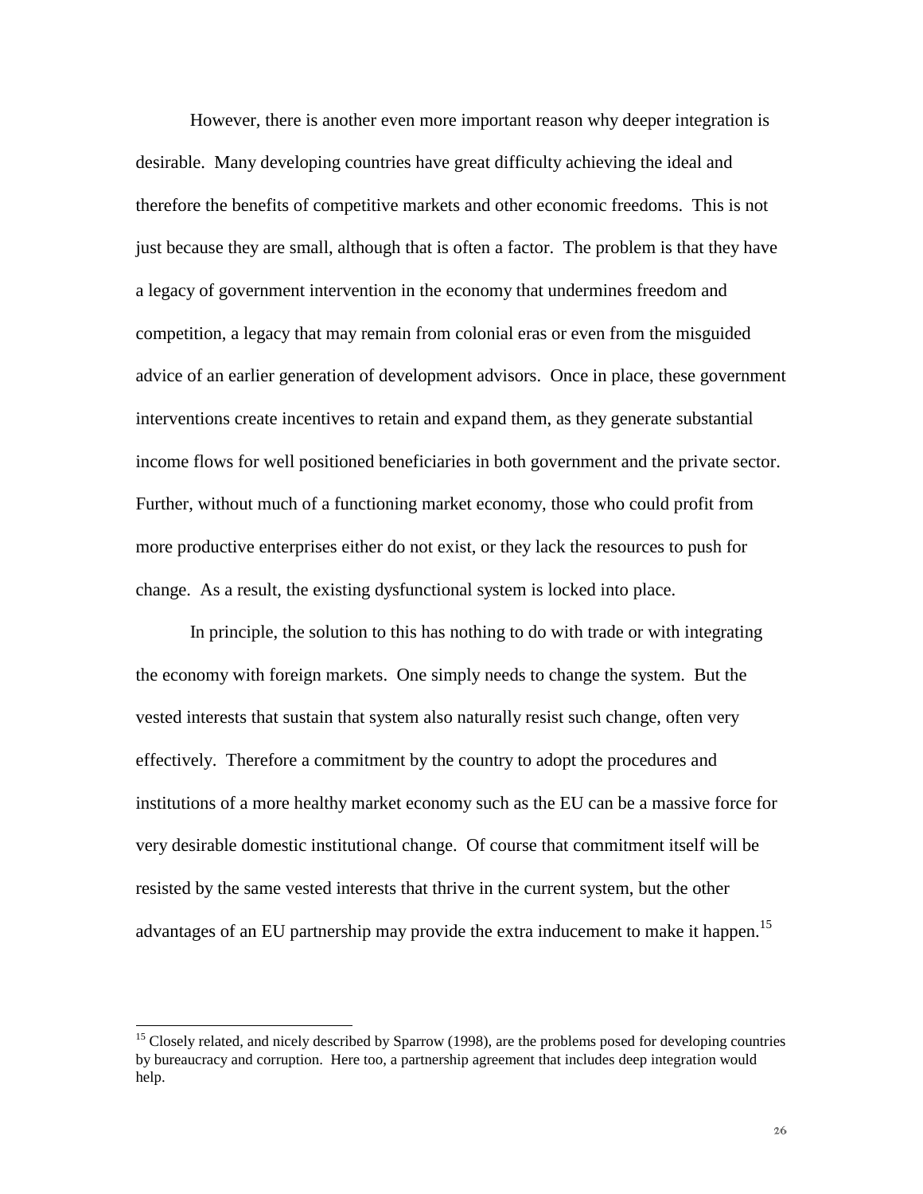However, there is another even more important reason why deeper integration is desirable. Many developing countries have great difficulty achieving the ideal and therefore the benefits of competitive markets and other economic freedoms. This is not just because they are small, although that is often a factor. The problem is that they have a legacy of government intervention in the economy that undermines freedom and competition, a legacy that may remain from colonial eras or even from the misguided advice of an earlier generation of development advisors. Once in place, these government interventions create incentives to retain and expand them, as they generate substantial income flows for well positioned beneficiaries in both government and the private sector. Further, without much of a functioning market economy, those who could profit from more productive enterprises either do not exist, or they lack the resources to push for change. As a result, the existing dysfunctional system is locked into place.

In principle, the solution to this has nothing to do with trade or with integrating the economy with foreign markets. One simply needs to change the system. But the vested interests that sustain that system also naturally resist such change, often very effectively. Therefore a commitment by the country to adopt the procedures and institutions of a more healthy market economy such as the EU can be a massive force for very desirable domestic institutional change. Of course that commitment itself will be resisted by the same vested interests that thrive in the current system, but the other advantages of an EU partnership may provide the extra inducement to make it happen.[15]

[15] Closely related, and nicely described by Sparrow (1998), are the problems posed for developing countries by bureaucracy and corruption. Here too, a partnership agreement that includes deep integration would help.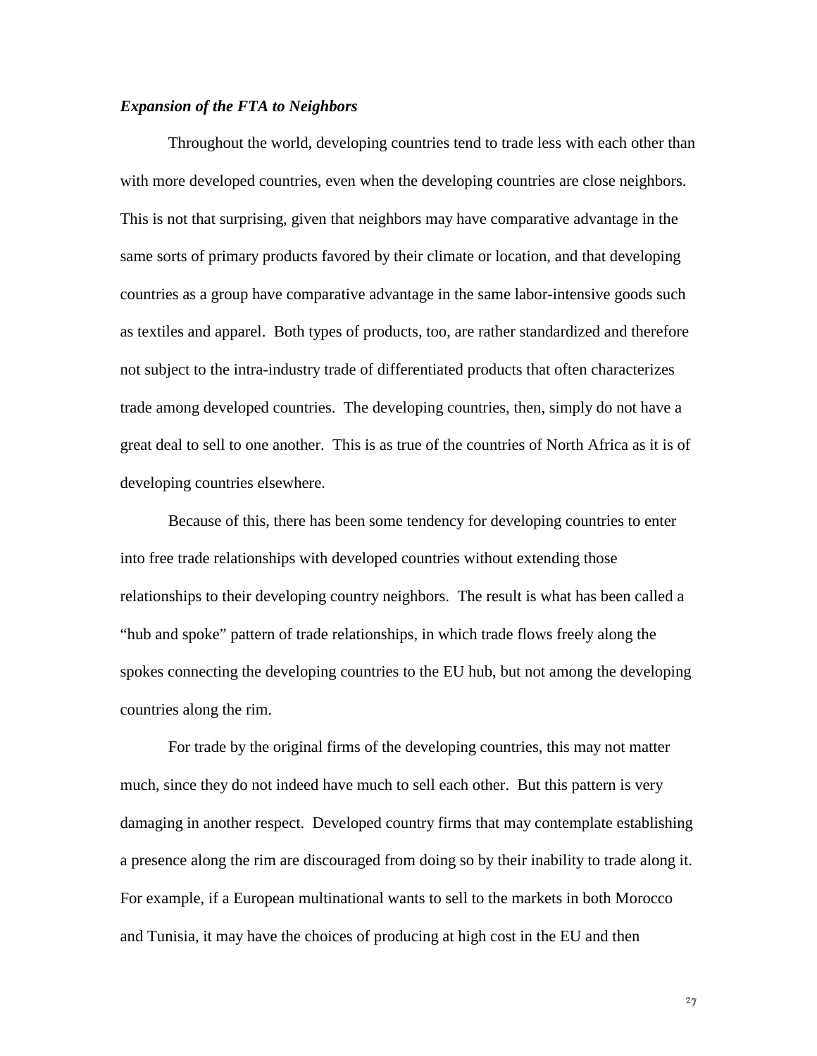***Expansion of the FTA to Neighbors***

Throughout the world, developing countries tend to trade less with each other than with more developed countries, even when the developing countries are close neighbors. This is not that surprising, given that neighbors may have comparative advantage in the same sorts of primary products favored by their climate or location, and that developing countries as a group have comparative advantage in the same labor-intensive goods such as textiles and apparel. Both types of products, too, are rather standardized and therefore not subject to the intra-industry trade of differentiated products that often characterizes trade among developed countries. The developing countries, then, simply do not have a great deal to sell to one another. This is as true of the countries of North Africa as it is of developing countries elsewhere.

Because of this, there has been some tendency for developing countries to enter into free trade relationships with developed countries without extending those relationships to their developing country neighbors. The result is what has been called a "hub and spoke" pattern of trade relationships, in which trade flows freely along the spokes connecting the developing countries to the EU hub, but not among the developing countries along the rim.

For trade by the original firms of the developing countries, this may not matter much, since they do not indeed have much to sell each other. But this pattern is very damaging in another respect. Developed country firms that may contemplate establishing a presence along the rim are discouraged from doing so by their inability to trade along it. For example, if a European multinational wants to sell to the markets in both Morocco and Tunisia, it may have the choices of producing at high cost in the EU and then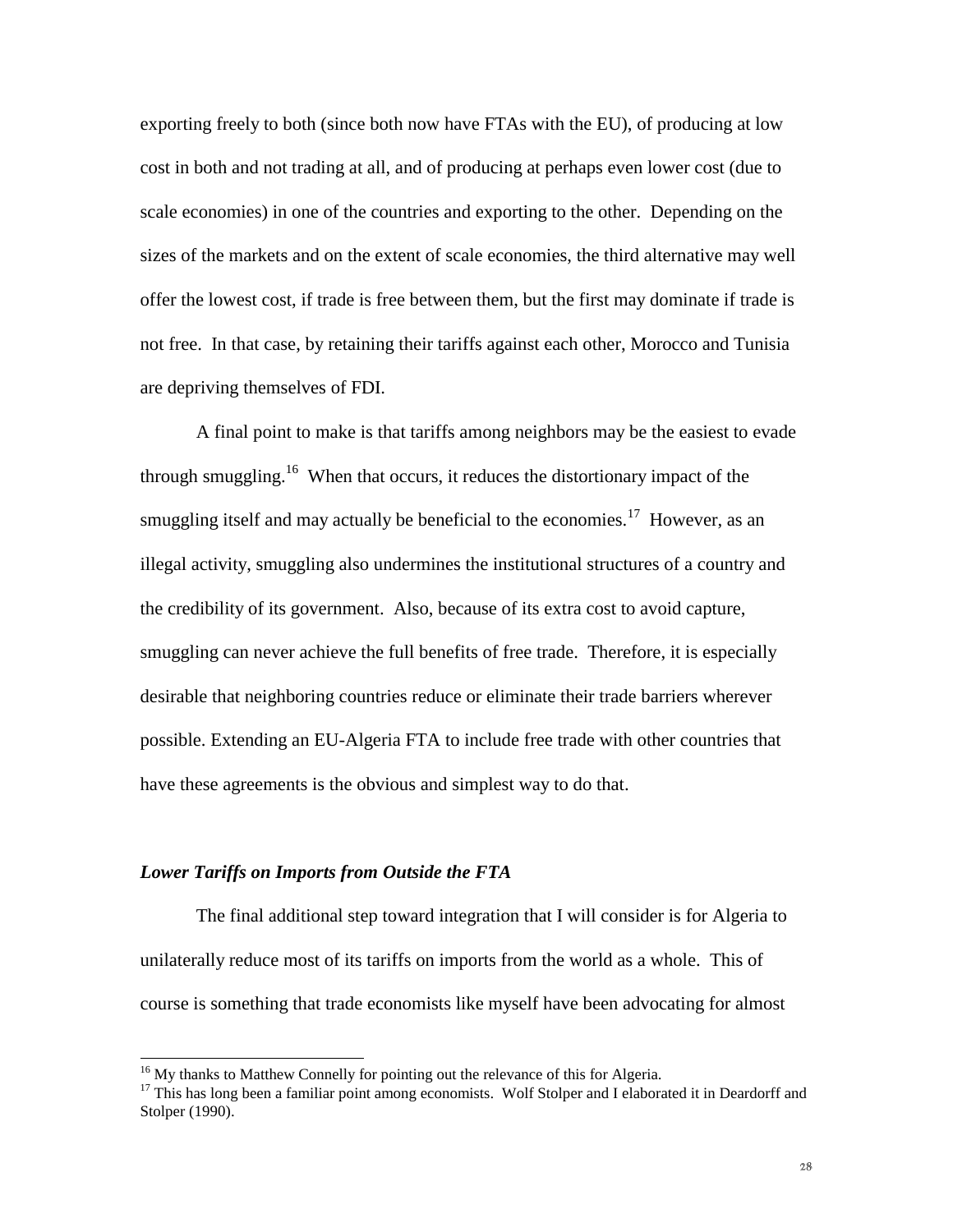exporting freely to both (since both now have FTAs with the EU), of producing at low cost in both and not trading at all, and of producing at perhaps even lower cost (due to scale economies) in one of the countries and exporting to the other. Depending on the sizes of the markets and on the extent of scale economies, the third alternative may well offer the lowest cost, if trade is free between them, but the first may dominate if trade is not free. In that case, by retaining their tariffs against each other, Morocco and Tunisia are depriving themselves of FDI.

A final point to make is that tariffs among neighbors may be the easiest to evade through smuggling.[16] When that occurs, it reduces the distortionary impact of the smuggling itself and may actually be beneficial to the economies.[17] However, as an illegal activity, smuggling also undermines the institutional structures of a country and the credibility of its government. Also, because of its extra cost to avoid capture, smuggling can never achieve the full benefits of free trade. Therefore, it is especially desirable that neighboring countries reduce or eliminate their trade barriers wherever possible. Extending an EU-Algeria FTA to include free trade with other countries that have these agreements is the obvious and simplest way to do that.

### *Lower Tariffs on Imports from Outside the FTA*

The final additional step toward integration that I will consider is for Algeria to unilaterally reduce most of its tariffs on imports from the world as a whole. This of course is something that trade economists like myself have been advocating for almost

---

[16] My thanks to Matthew Connelly for pointing out the relevance of this for Algeria.

[17] This has long been a familiar point among economists. Wolf Stolper and I elaborated it in Deardorff and Stolper (1990).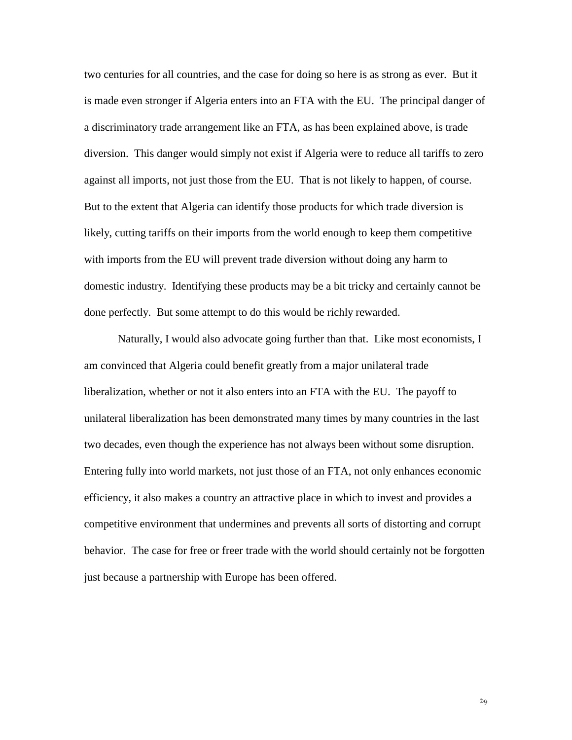two centuries for all countries, and the case for doing so here is as strong as ever. But it is made even stronger if Algeria enters into an FTA with the EU. The principal danger of a discriminatory trade arrangement like an FTA, as has been explained above, is trade diversion. This danger would simply not exist if Algeria were to reduce all tariffs to zero against all imports, not just those from the EU. That is not likely to happen, of course. But to the extent that Algeria can identify those products for which trade diversion is likely, cutting tariffs on their imports from the world enough to keep them competitive with imports from the EU will prevent trade diversion without doing any harm to domestic industry. Identifying these products may be a bit tricky and certainly cannot be done perfectly. But some attempt to do this would be richly rewarded.

Naturally, I would also advocate going further than that. Like most economists, I am convinced that Algeria could benefit greatly from a major unilateral trade liberalization, whether or not it also enters into an FTA with the EU. The payoff to unilateral liberalization has been demonstrated many times by many countries in the last two decades, even though the experience has not always been without some disruption. Entering fully into world markets, not just those of an FTA, not only enhances economic efficiency, it also makes a country an attractive place in which to invest and provides a competitive environment that undermines and prevents all sorts of distorting and corrupt behavior. The case for free or freer trade with the world should certainly not be forgotten just because a partnership with Europe has been offered.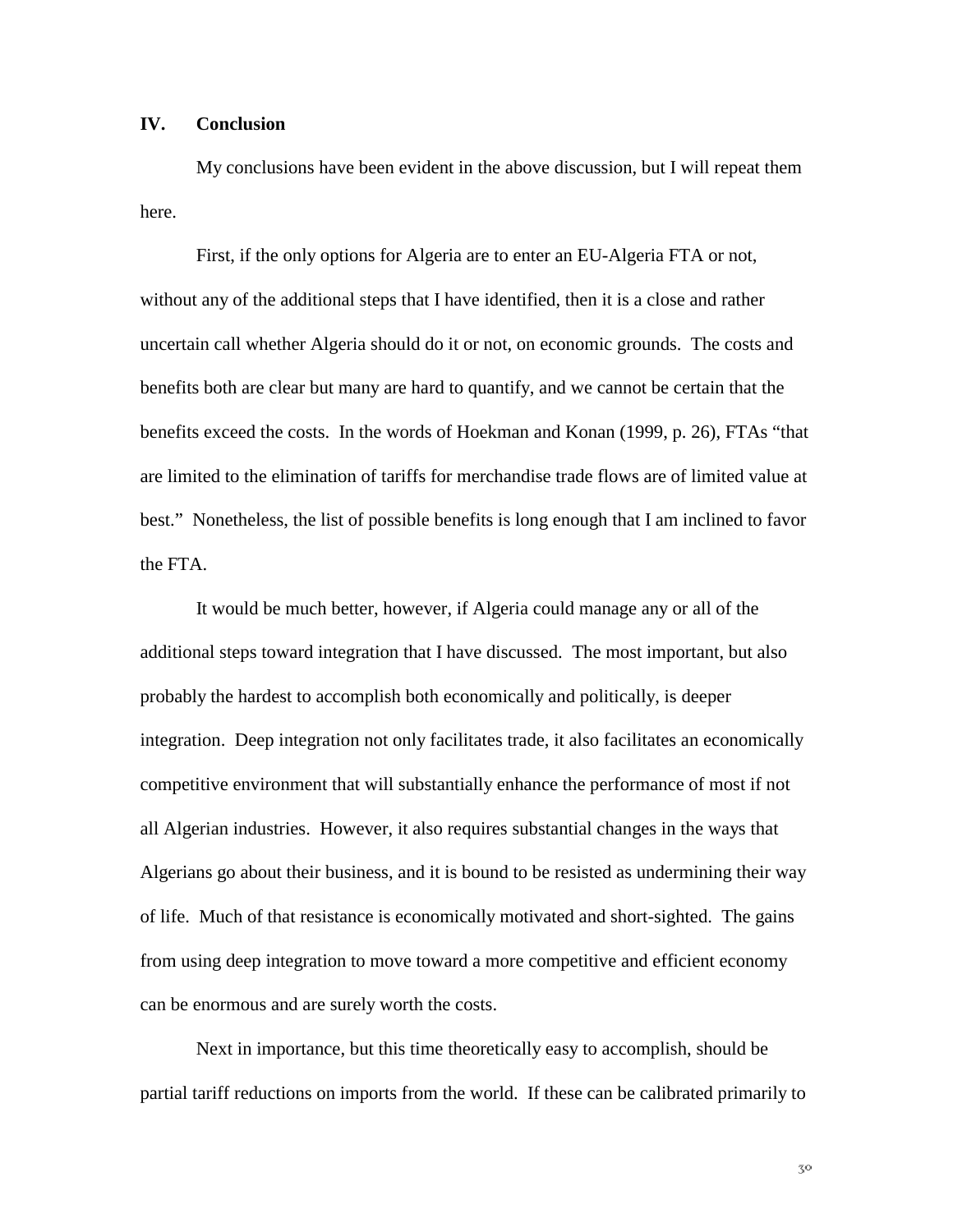## IV. Conclusion

My conclusions have been evident in the above discussion, but I will repeat them here.

First, if the only options for Algeria are to enter an EU-Algeria FTA or not, without any of the additional steps that I have identified, then it is a close and rather uncertain call whether Algeria should do it or not, on economic grounds. The costs and benefits both are clear but many are hard to quantify, and we cannot be certain that the benefits exceed the costs. In the words of Hoekman and Konan (1999, p. 26), FTAs "that are limited to the elimination of tariffs for merchandise trade flows are of limited value at best." Nonetheless, the list of possible benefits is long enough that I am inclined to favor the FTA.

It would be much better, however, if Algeria could manage any or all of the additional steps toward integration that I have discussed. The most important, but also probably the hardest to accomplish both economically and politically, is deeper integration. Deep integration not only facilitates trade, it also facilitates an economically competitive environment that will substantially enhance the performance of most if not all Algerian industries. However, it also requires substantial changes in the ways that Algerians go about their business, and it is bound to be resisted as undermining their way of life. Much of that resistance is economically motivated and short-sighted. The gains from using deep integration to move toward a more competitive and efficient economy can be enormous and are surely worth the costs.

Next in importance, but this time theoretically easy to accomplish, should be partial tariff reductions on imports from the world. If these can be calibrated primarily to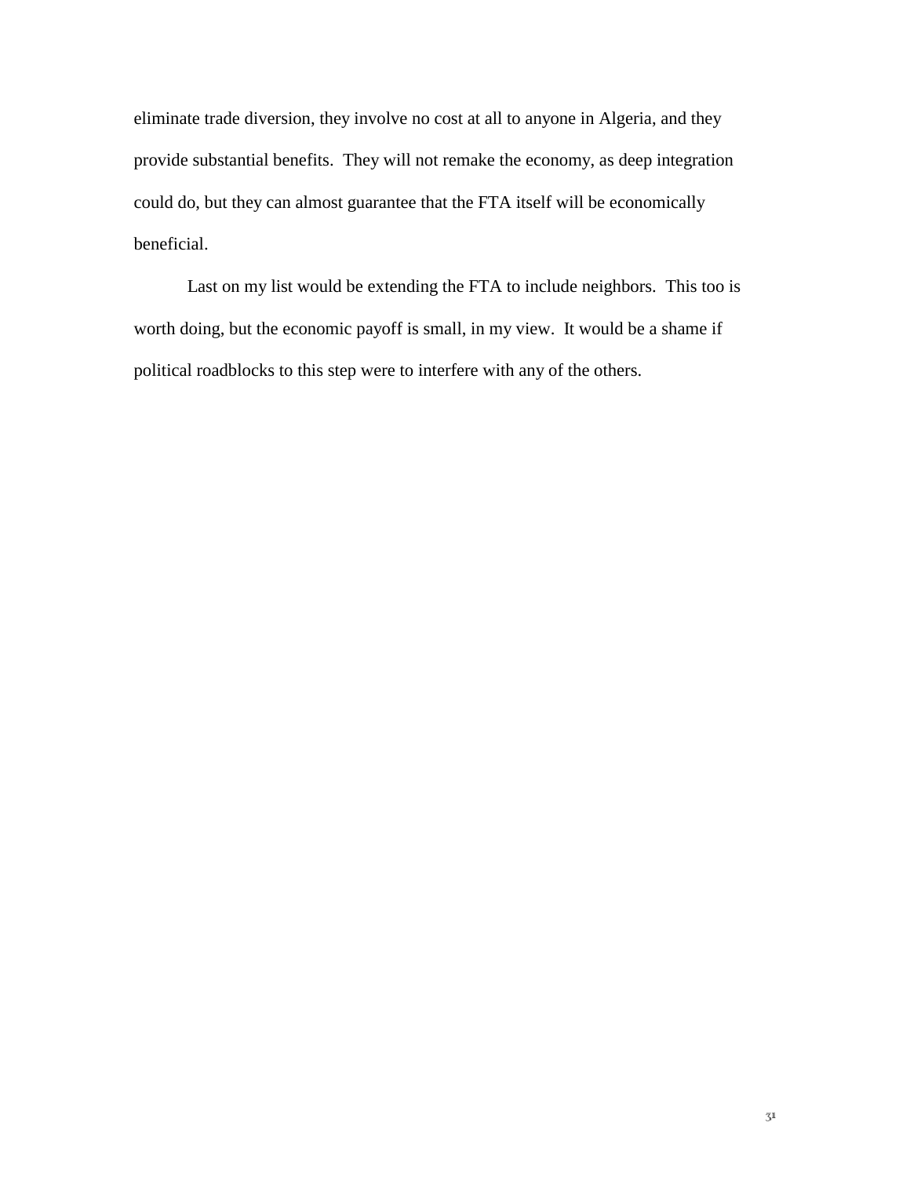eliminate trade diversion, they involve no cost at all to anyone in Algeria, and they provide substantial benefits. They will not remake the economy, as deep integration could do, but they can almost guarantee that the FTA itself will be economically beneficial.

Last on my list would be extending the FTA to include neighbors. This too is worth doing, but the economic payoff is small, in my view. It would be a shame if political roadblocks to this step were to interfere with any of the others.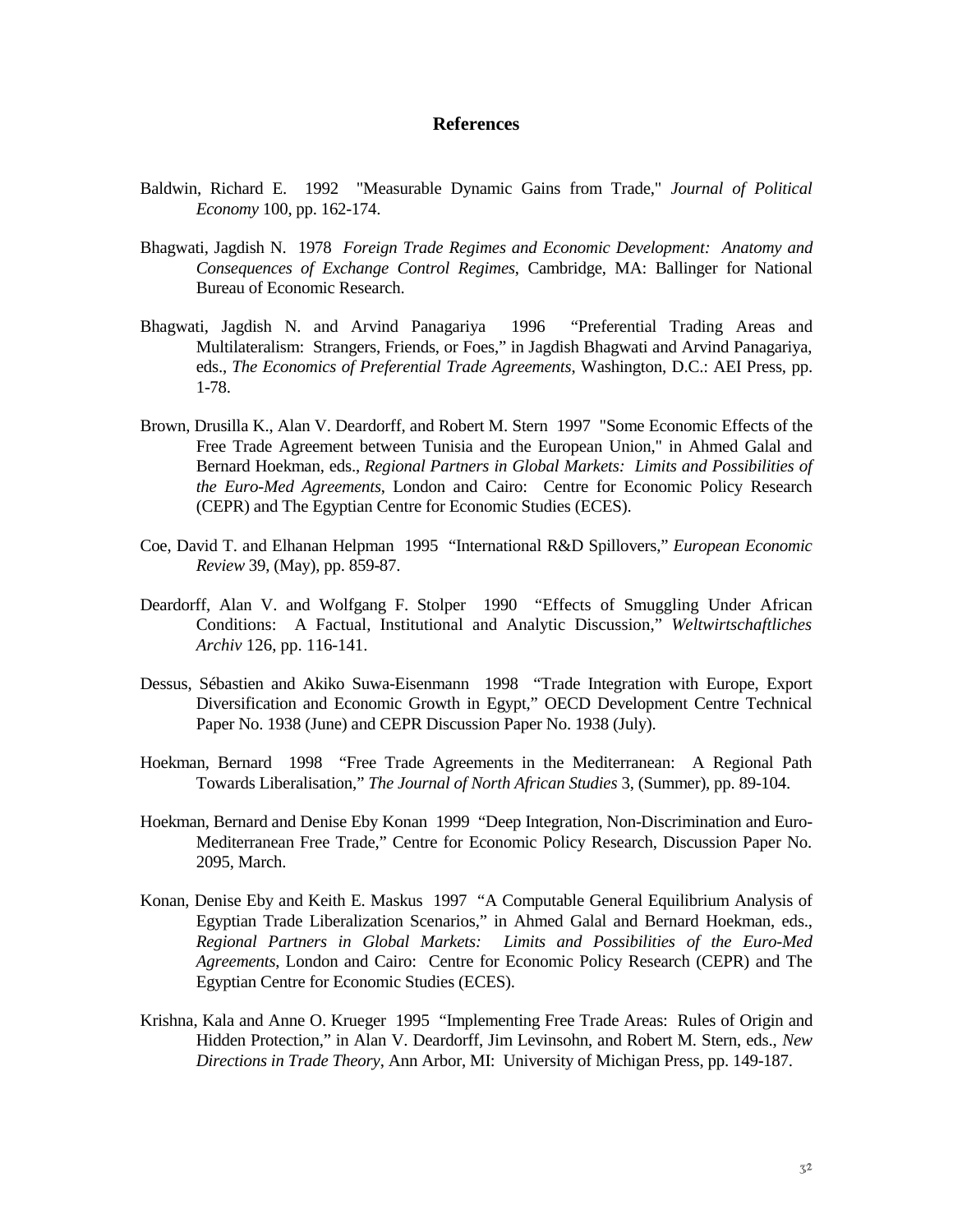## References

Baldwin, Richard E. 1992 "Measurable Dynamic Gains from Trade," *Journal of Political Economy* 100, pp. 162-174.

Bhagwati, Jagdish N. 1978 *Foreign Trade Regimes and Economic Development: Anatomy and Consequences of Exchange Control Regimes*, Cambridge, MA: Ballinger for National Bureau of Economic Research.

Bhagwati, Jagdish N. and Arvind Panagariya 1996 "Preferential Trading Areas and Multilateralism: Strangers, Friends, or Foes," in Jagdish Bhagwati and Arvind Panagariya, eds., *The Economics of Preferential Trade Agreements*, Washington, D.C.: AEI Press, pp. 1-78.

Brown, Drusilla K., Alan V. Deardorff, and Robert M. Stern 1997 "Some Economic Effects of the Free Trade Agreement between Tunisia and the European Union," in Ahmed Galal and Bernard Hoekman, eds., *Regional Partners in Global Markets: Limits and Possibilities of the Euro-Med Agreements*, London and Cairo: Centre for Economic Policy Research (CEPR) and The Egyptian Centre for Economic Studies (ECES).

Coe, David T. and Elhanan Helpman 1995 "International R&D Spillovers," *European Economic Review* 39, (May), pp. 859-87.

Deardorff, Alan V. and Wolfgang F. Stolper 1990 "Effects of Smuggling Under African Conditions: A Factual, Institutional and Analytic Discussion," *Weltwirtschaftliches Archiv* 126, pp. 116-141.

Dessus, Sébastien and Akiko Suwa-Eisenmann 1998 "Trade Integration with Europe, Export Diversification and Economic Growth in Egypt," OECD Development Centre Technical Paper No. 1938 (June) and CEPR Discussion Paper No. 1938 (July).

Hoekman, Bernard 1998 "Free Trade Agreements in the Mediterranean: A Regional Path Towards Liberalisation," *The Journal of North African Studies* 3, (Summer), pp. 89-104.

Hoekman, Bernard and Denise Eby Konan 1999 "Deep Integration, Non-Discrimination and Euro-Mediterranean Free Trade," Centre for Economic Policy Research, Discussion Paper No. 2095, March.

Konan, Denise Eby and Keith E. Maskus 1997 "A Computable General Equilibrium Analysis of Egyptian Trade Liberalization Scenarios," in Ahmed Galal and Bernard Hoekman, eds., *Regional Partners in Global Markets: Limits and Possibilities of the Euro-Med Agreements*, London and Cairo: Centre for Economic Policy Research (CEPR) and The Egyptian Centre for Economic Studies (ECES).

Krishna, Kala and Anne O. Krueger 1995 "Implementing Free Trade Areas: Rules of Origin and Hidden Protection," in Alan V. Deardorff, Jim Levinsohn, and Robert M. Stern, eds., *New Directions in Trade Theory*, Ann Arbor, MI: University of Michigan Press, pp. 149-187.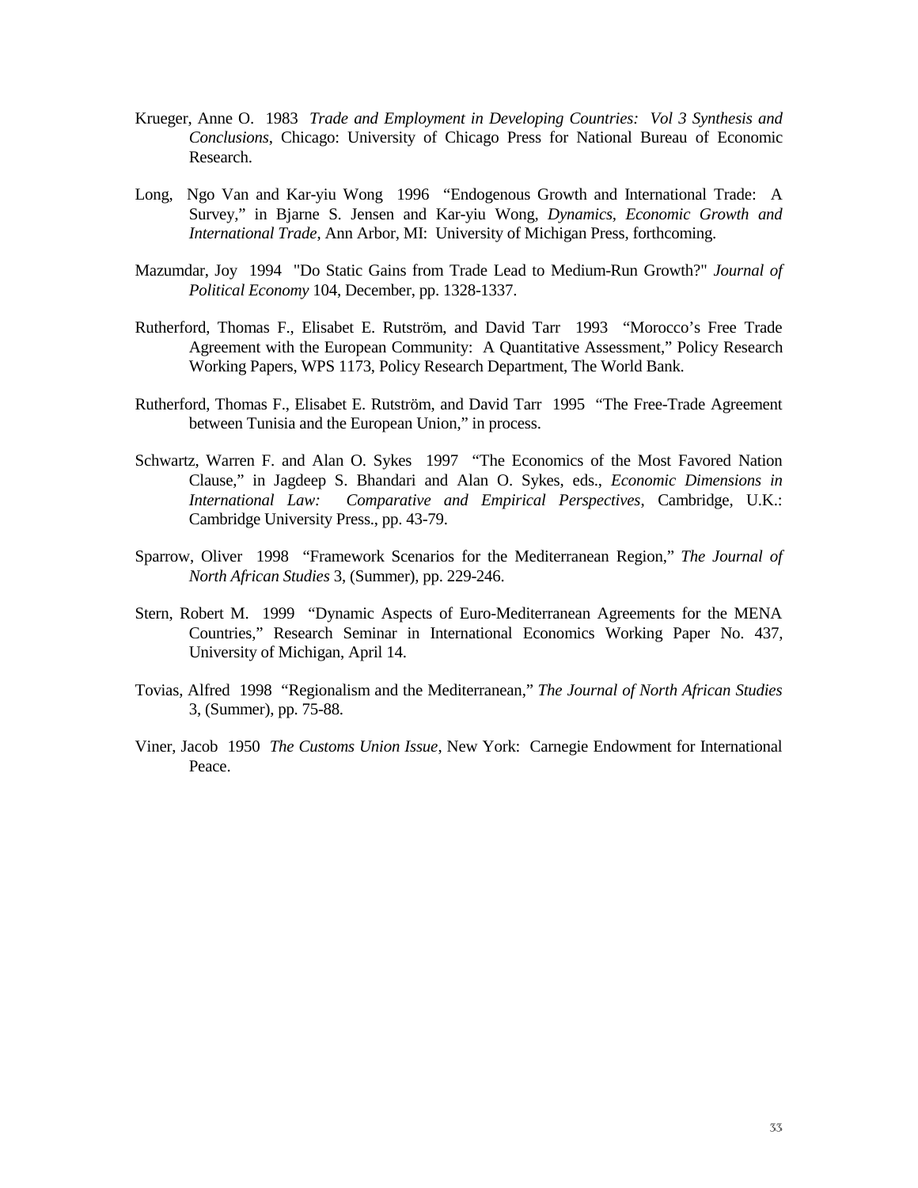Krueger, Anne O. 1983 *Trade and Employment in Developing Countries: Vol 3 Synthesis and Conclusions*, Chicago: University of Chicago Press for National Bureau of Economic Research.

Long, Ngo Van and Kar-yiu Wong 1996 "Endogenous Growth and International Trade: A Survey," in Bjarne S. Jensen and Kar-yiu Wong, *Dynamics, Economic Growth and International Trade*, Ann Arbor, MI: University of Michigan Press, forthcoming.

Mazumdar, Joy 1994 "Do Static Gains from Trade Lead to Medium-Run Growth?" *Journal of Political Economy* 104, December, pp. 1328-1337.

Rutherford, Thomas F., Elisabet E. Rutström, and David Tarr 1993 "Morocco's Free Trade Agreement with the European Community: A Quantitative Assessment," Policy Research Working Papers, WPS 1173, Policy Research Department, The World Bank.

Rutherford, Thomas F., Elisabet E. Rutström, and David Tarr 1995 "The Free-Trade Agreement between Tunisia and the European Union," in process.

Schwartz, Warren F. and Alan O. Sykes 1997 "The Economics of the Most Favored Nation Clause," in Jagdeep S. Bhandari and Alan O. Sykes, eds., *Economic Dimensions in International Law: Comparative and Empirical Perspectives*, Cambridge, U.K.: Cambridge University Press., pp. 43-79.

Sparrow, Oliver 1998 "Framework Scenarios for the Mediterranean Region," *The Journal of North African Studies* 3, (Summer), pp. 229-246.

Stern, Robert M. 1999 "Dynamic Aspects of Euro-Mediterranean Agreements for the MENA Countries," Research Seminar in International Economics Working Paper No. 437, University of Michigan, April 14.

Tovias, Alfred 1998 "Regionalism and the Mediterranean," *The Journal of North African Studies* 3, (Summer), pp. 75-88.

Viner, Jacob 1950 *The Customs Union Issue*, New York: Carnegie Endowment for International Peace.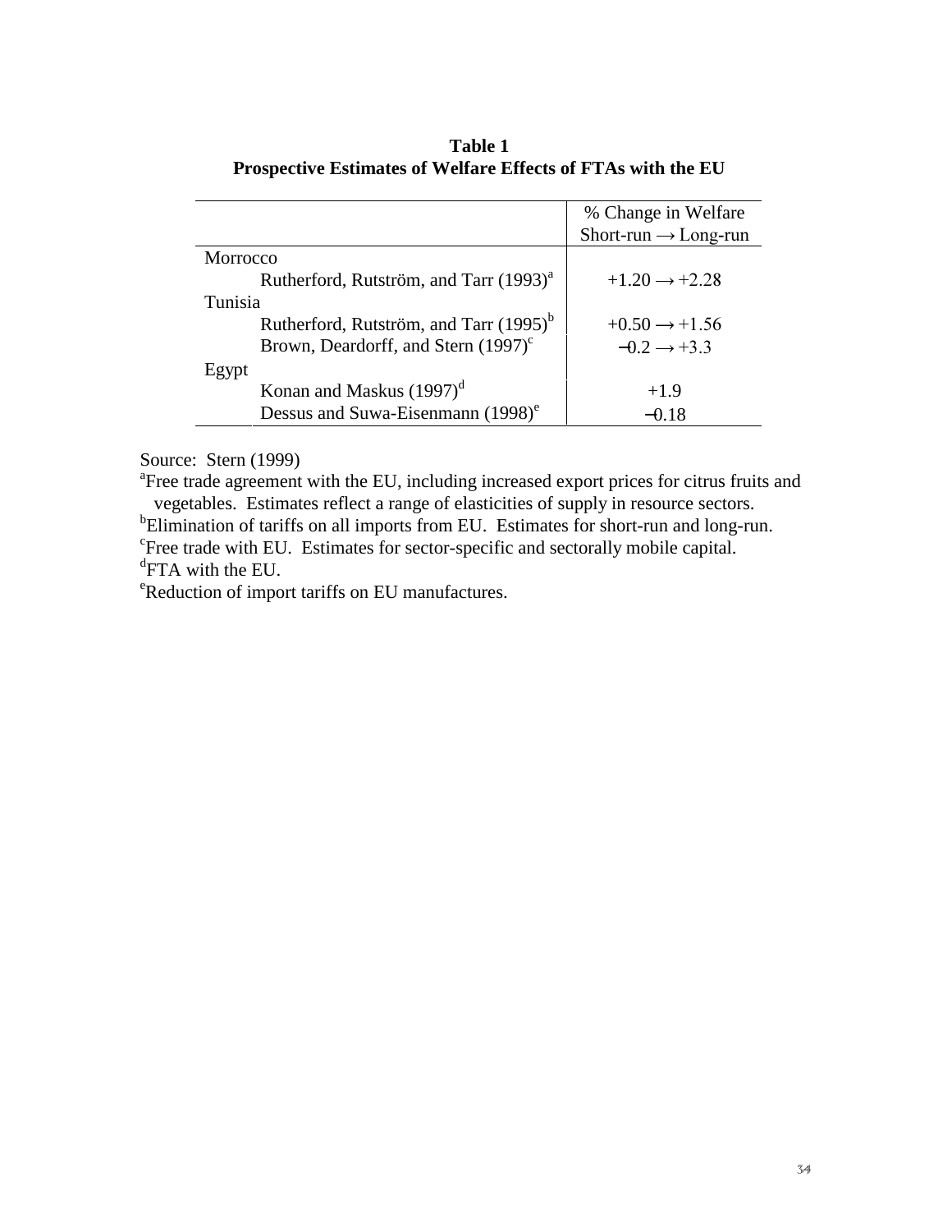**Table 1**
**Prospective Estimates of Welfare Effects of FTAs with the EU**

| | % Change in Welfare Short-run → Long-run |
|---|---|
| Morrocco | |
| Rutherford, Rutström, and Tarr (1993)[a] | +1.20 → +2.28 |
| Tunisia | |
| Rutherford, Rutström, and Tarr (1995)[b] | +0.50 → +1.56 |
| Brown, Deardorff, and Stern (1997)[c] | −0.2 → +3.3 |
| Egypt | |
| Konan and Maskus (1997)[d] | +1.9 |
| Dessus and Suwa-Eisenmann (1998)[e] | −0.18 |

Source: Stern (1999)

[a]Free trade agreement with the EU, including increased export prices for citrus fruits and vegetables. Estimates reflect a range of elasticities of supply in resource sectors.

[b]Elimination of tariffs on all imports from EU. Estimates for short-run and long-run.

[c]Free trade with EU. Estimates for sector-specific and sectorally mobile capital.

[d]FTA with the EU.

[e]Reduction of import tariffs on EU manufactures.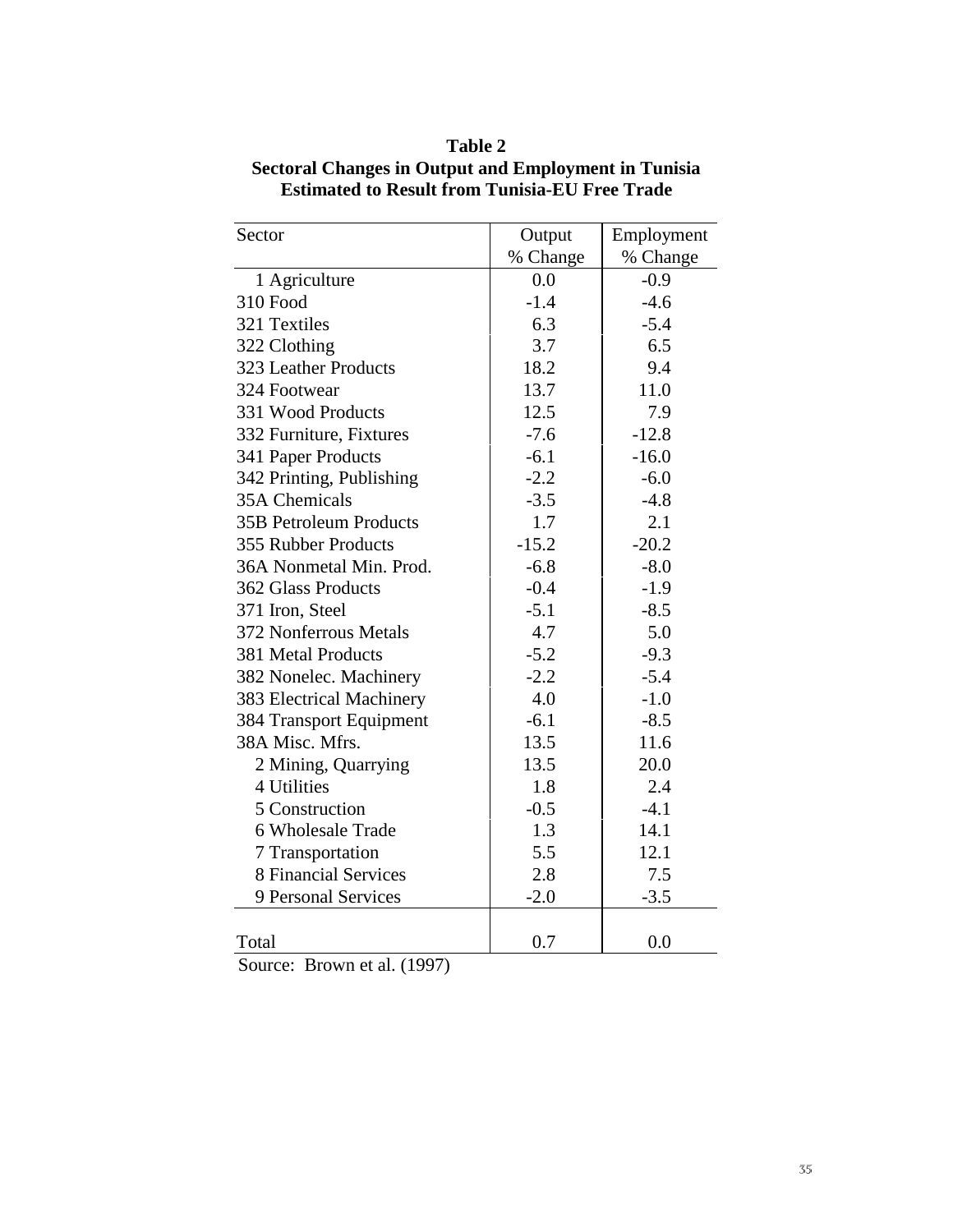**Table 2**
**Sectoral Changes in Output and Employment in Tunisia**
**Estimated to Result from Tunisia-EU Free Trade**

| Sector | Output % Change | Employment % Change |
|---|---|---|
| 1 Agriculture | 0.0 | -0.9 |
| 310 Food | -1.4 | -4.6 |
| 321 Textiles | 6.3 | -5.4 |
| 322 Clothing | 3.7 | 6.5 |
| 323 Leather Products | 18.2 | 9.4 |
| 324 Footwear | 13.7 | 11.0 |
| 331 Wood Products | 12.5 | 7.9 |
| 332 Furniture, Fixtures | -7.6 | -12.8 |
| 341 Paper Products | -6.1 | -16.0 |
| 342 Printing, Publishing | -2.2 | -6.0 |
| 35A Chemicals | -3.5 | -4.8 |
| 35B Petroleum Products | 1.7 | 2.1 |
| 355 Rubber Products | -15.2 | -20.2 |
| 36A Nonmetal Min. Prod. | -6.8 | -8.0 |
| 362 Glass Products | -0.4 | -1.9 |
| 371 Iron, Steel | -5.1 | -8.5 |
| 372 Nonferrous Metals | 4.7 | 5.0 |
| 381 Metal Products | -5.2 | -9.3 |
| 382 Nonelec. Machinery | -2.2 | -5.4 |
| 383 Electrical Machinery | 4.0 | -1.0 |
| 384 Transport Equipment | -6.1 | -8.5 |
| 38A Misc. Mfrs. | 13.5 | 11.6 |
| 2 Mining, Quarrying | 13.5 | 20.0 |
| 4 Utilities | 1.8 | 2.4 |
| 5 Construction | -0.5 | -4.1 |
| 6 Wholesale Trade | 1.3 | 14.1 |
| 7 Transportation | 5.5 | 12.1 |
| 8 Financial Services | 2.8 | 7.5 |
| 9 Personal Services | -2.0 | -3.5 |
| Total | 0.7 | 0.0 |

Source: Brown et al. (1997)